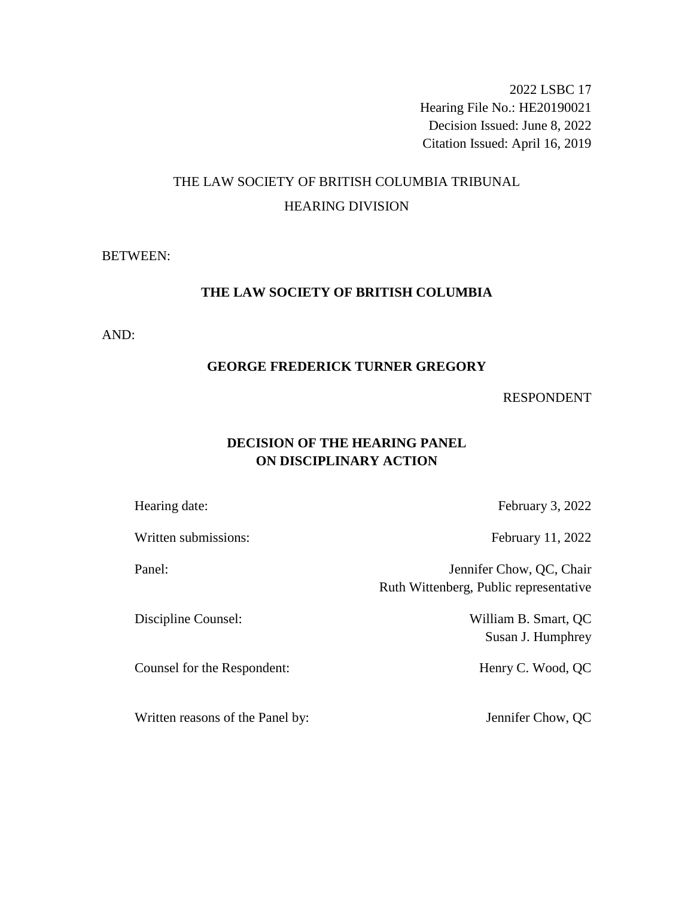2022 LSBC 17
Hearing File No.: HE20190021
Decision Issued: June 8, 2022
Citation Issued: April 16, 2019

THE LAW SOCIETY OF BRITISH COLUMBIA TRIBUNAL

HEARING DIVISION

BETWEEN:

**THE LAW SOCIETY OF BRITISH COLUMBIA**

AND:

**GEORGE FREDERICK TURNER GREGORY**

RESPONDENT

**DECISION OF THE HEARING PANEL
ON DISCIPLINARY ACTION**

| | |
|---|---|
| Hearing date: | February 3, 2022 |
| Written submissions: | February 11, 2022 |
| Panel: | Jennifer Chow, QC, Chair<br>Ruth Wittenberg, Public representative |
| Discipline Counsel: | William B. Smart, QC<br>Susan J. Humphrey |
| Counsel for the Respondent: | Henry C. Wood, QC |
| Written reasons of the Panel by: | Jennifer Chow, QC |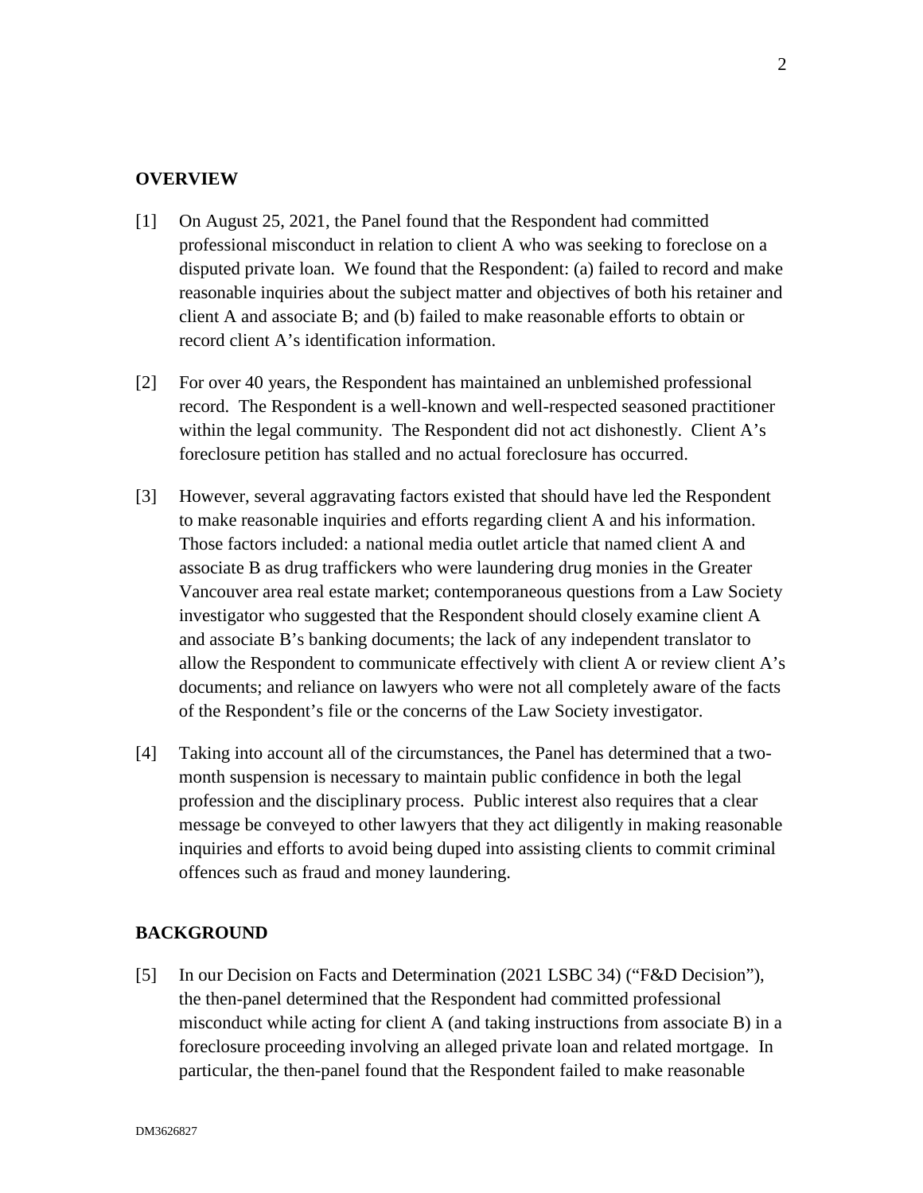## OVERVIEW

[1] On August 25, 2021, the Panel found that the Respondent had committed professional misconduct in relation to client A who was seeking to foreclose on a disputed private loan. We found that the Respondent: (a) failed to record and make reasonable inquiries about the subject matter and objectives of both his retainer and client A and associate B; and (b) failed to make reasonable efforts to obtain or record client A's identification information.

[2] For over 40 years, the Respondent has maintained an unblemished professional record. The Respondent is a well-known and well-respected seasoned practitioner within the legal community. The Respondent did not act dishonestly. Client A's foreclosure petition has stalled and no actual foreclosure has occurred.

[3] However, several aggravating factors existed that should have led the Respondent to make reasonable inquiries and efforts regarding client A and his information. Those factors included: a national media outlet article that named client A and associate B as drug traffickers who were laundering drug monies in the Greater Vancouver area real estate market; contemporaneous questions from a Law Society investigator who suggested that the Respondent should closely examine client A and associate B's banking documents; the lack of any independent translator to allow the Respondent to communicate effectively with client A or review client A's documents; and reliance on lawyers who were not all completely aware of the facts of the Respondent's file or the concerns of the Law Society investigator.

[4] Taking into account all of the circumstances, the Panel has determined that a two-month suspension is necessary to maintain public confidence in both the legal profession and the disciplinary process. Public interest also requires that a clear message be conveyed to other lawyers that they act diligently in making reasonable inquiries and efforts to avoid being duped into assisting clients to commit criminal offences such as fraud and money laundering.

## BACKGROUND

[5] In our Decision on Facts and Determination (2021 LSBC 34) ("F&D Decision"), the then-panel determined that the Respondent had committed professional misconduct while acting for client A (and taking instructions from associate B) in a foreclosure proceeding involving an alleged private loan and related mortgage. In particular, the then-panel found that the Respondent failed to make reasonable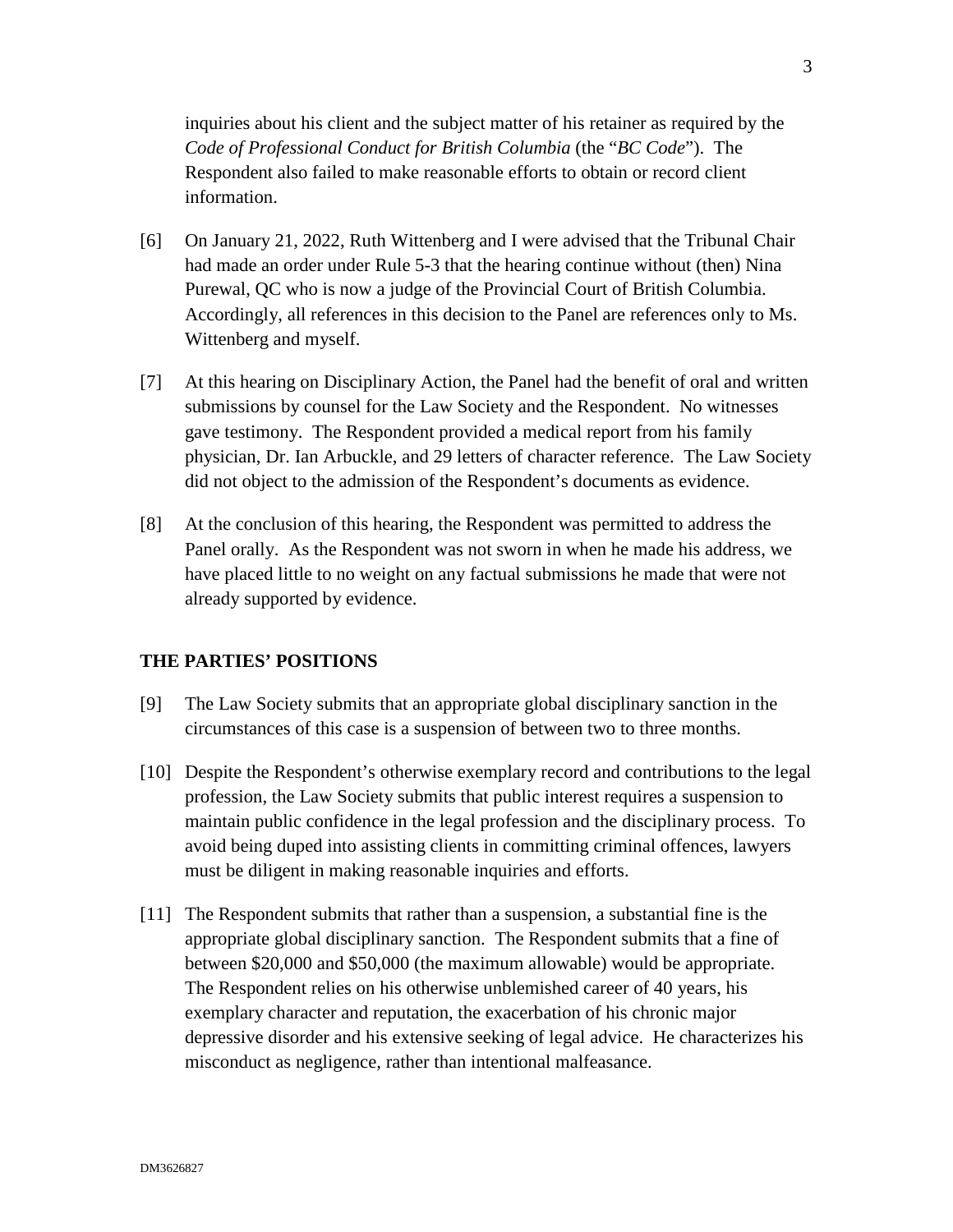inquiries about his client and the subject matter of his retainer as required by the *Code of Professional Conduct for British Columbia* (the "*BC Code*"). The Respondent also failed to make reasonable efforts to obtain or record client information.

[6] On January 21, 2022, Ruth Wittenberg and I were advised that the Tribunal Chair had made an order under Rule 5-3 that the hearing continue without (then) Nina Purewal, QC who is now a judge of the Provincial Court of British Columbia. Accordingly, all references in this decision to the Panel are references only to Ms. Wittenberg and myself.

[7] At this hearing on Disciplinary Action, the Panel had the benefit of oral and written submissions by counsel for the Law Society and the Respondent. No witnesses gave testimony. The Respondent provided a medical report from his family physician, Dr. Ian Arbuckle, and 29 letters of character reference. The Law Society did not object to the admission of the Respondent's documents as evidence.

[8] At the conclusion of this hearing, the Respondent was permitted to address the Panel orally. As the Respondent was not sworn in when he made his address, we have placed little to no weight on any factual submissions he made that were not already supported by evidence.

## THE PARTIES' POSITIONS

[9] The Law Society submits that an appropriate global disciplinary sanction in the circumstances of this case is a suspension of between two to three months.

[10] Despite the Respondent's otherwise exemplary record and contributions to the legal profession, the Law Society submits that public interest requires a suspension to maintain public confidence in the legal profession and the disciplinary process. To avoid being duped into assisting clients in committing criminal offences, lawyers must be diligent in making reasonable inquiries and efforts.

[11] The Respondent submits that rather than a suspension, a substantial fine is the appropriate global disciplinary sanction. The Respondent submits that a fine of between $20,000 and $50,000 (the maximum allowable) would be appropriate. The Respondent relies on his otherwise unblemished career of 40 years, his exemplary character and reputation, the exacerbation of his chronic major depressive disorder and his extensive seeking of legal advice. He characterizes his misconduct as negligence, rather than intentional malfeasance.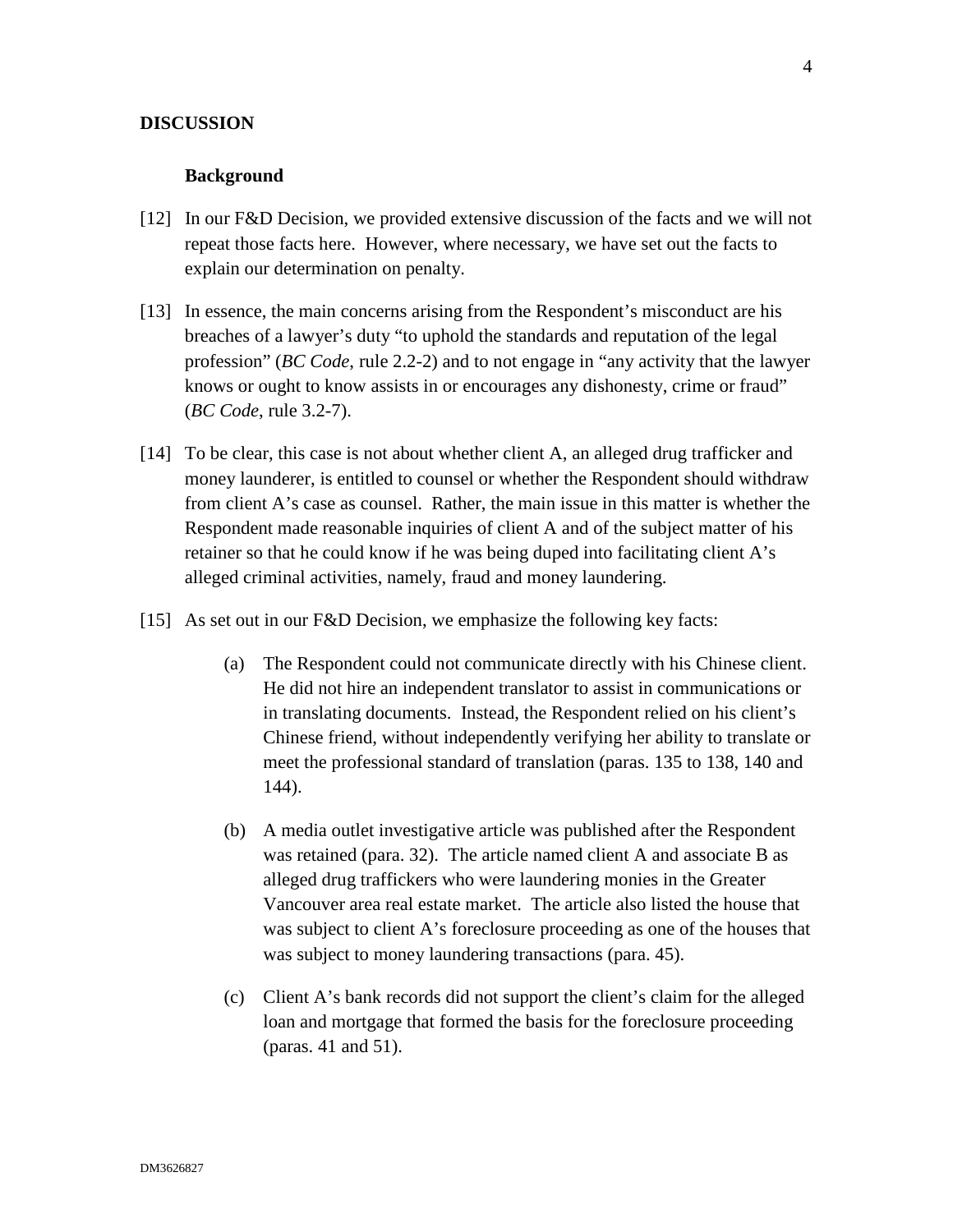## DISCUSSION

### Background

[12] In our F&D Decision, we provided extensive discussion of the facts and we will not repeat those facts here. However, where necessary, we have set out the facts to explain our determination on penalty.

[13] In essence, the main concerns arising from the Respondent's misconduct are his breaches of a lawyer's duty "to uphold the standards and reputation of the legal profession" (*BC Code*, rule 2.2-2) and to not engage in "any activity that the lawyer knows or ought to know assists in or encourages any dishonesty, crime or fraud" (*BC Code*, rule 3.2-7).

[14] To be clear, this case is not about whether client A, an alleged drug trafficker and money launderer, is entitled to counsel or whether the Respondent should withdraw from client A's case as counsel. Rather, the main issue in this matter is whether the Respondent made reasonable inquiries of client A and of the subject matter of his retainer so that he could know if he was being duped into facilitating client A's alleged criminal activities, namely, fraud and money laundering.

[15] As set out in our F&D Decision, we emphasize the following key facts:

(a) The Respondent could not communicate directly with his Chinese client. He did not hire an independent translator to assist in communications or in translating documents. Instead, the Respondent relied on his client's Chinese friend, without independently verifying her ability to translate or meet the professional standard of translation (paras. 135 to 138, 140 and 144).

(b) A media outlet investigative article was published after the Respondent was retained (para. 32). The article named client A and associate B as alleged drug traffickers who were laundering monies in the Greater Vancouver area real estate market. The article also listed the house that was subject to client A's foreclosure proceeding as one of the houses that was subject to money laundering transactions (para. 45).

(c) Client A's bank records did not support the client's claim for the alleged loan and mortgage that formed the basis for the foreclosure proceeding (paras. 41 and 51).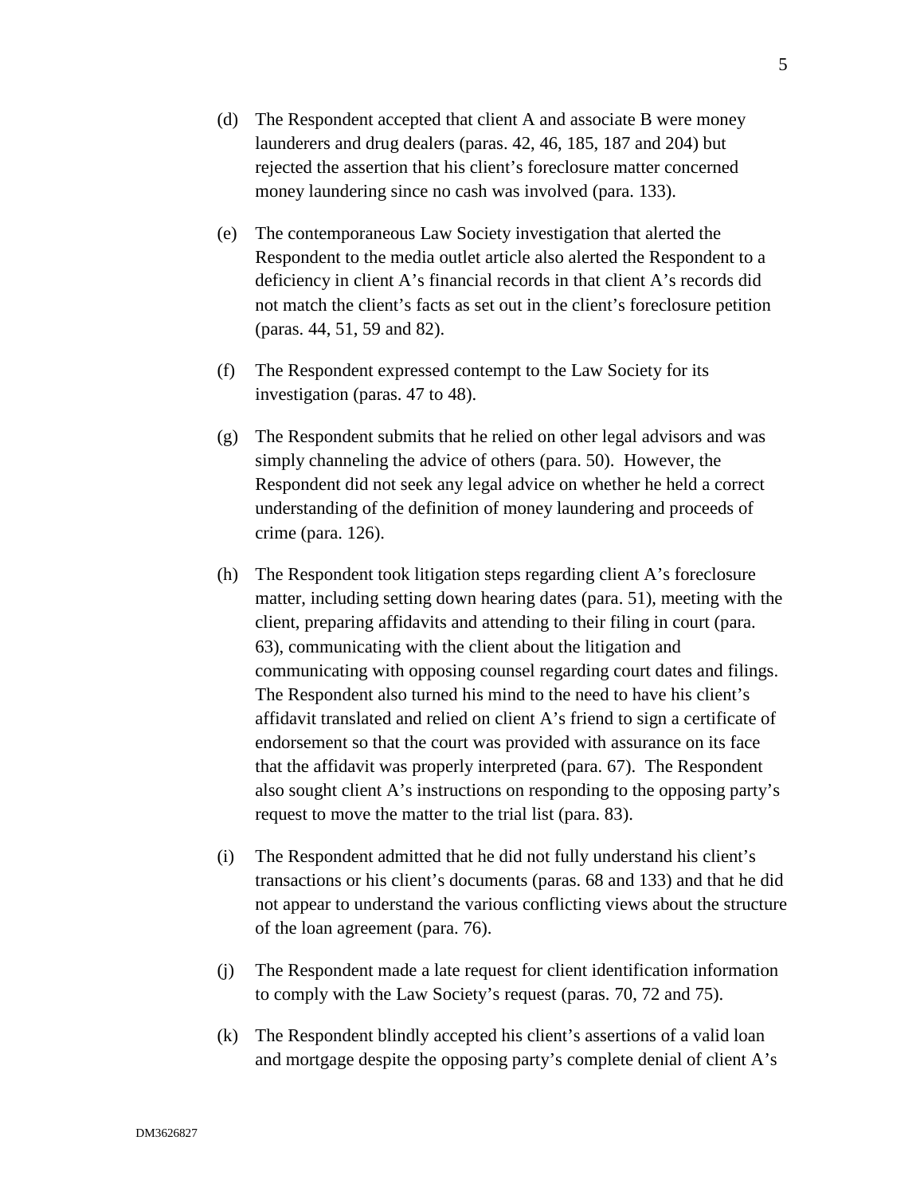(d) The Respondent accepted that client A and associate B were money launderers and drug dealers (paras. 42, 46, 185, 187 and 204) but rejected the assertion that his client's foreclosure matter concerned money laundering since no cash was involved (para. 133).

(e) The contemporaneous Law Society investigation that alerted the Respondent to the media outlet article also alerted the Respondent to a deficiency in client A's financial records in that client A's records did not match the client's facts as set out in the client's foreclosure petition (paras. 44, 51, 59 and 82).

(f) The Respondent expressed contempt to the Law Society for its investigation (paras. 47 to 48).

(g) The Respondent submits that he relied on other legal advisors and was simply channeling the advice of others (para. 50). However, the Respondent did not seek any legal advice on whether he held a correct understanding of the definition of money laundering and proceeds of crime (para. 126).

(h) The Respondent took litigation steps regarding client A's foreclosure matter, including setting down hearing dates (para. 51), meeting with the client, preparing affidavits and attending to their filing in court (para. 63), communicating with the client about the litigation and communicating with opposing counsel regarding court dates and filings. The Respondent also turned his mind to the need to have his client's affidavit translated and relied on client A's friend to sign a certificate of endorsement so that the court was provided with assurance on its face that the affidavit was properly interpreted (para. 67). The Respondent also sought client A's instructions on responding to the opposing party's request to move the matter to the trial list (para. 83).

(i) The Respondent admitted that he did not fully understand his client's transactions or his client's documents (paras. 68 and 133) and that he did not appear to understand the various conflicting views about the structure of the loan agreement (para. 76).

(j) The Respondent made a late request for client identification information to comply with the Law Society's request (paras. 70, 72 and 75).

(k) The Respondent blindly accepted his client's assertions of a valid loan and mortgage despite the opposing party's complete denial of client A's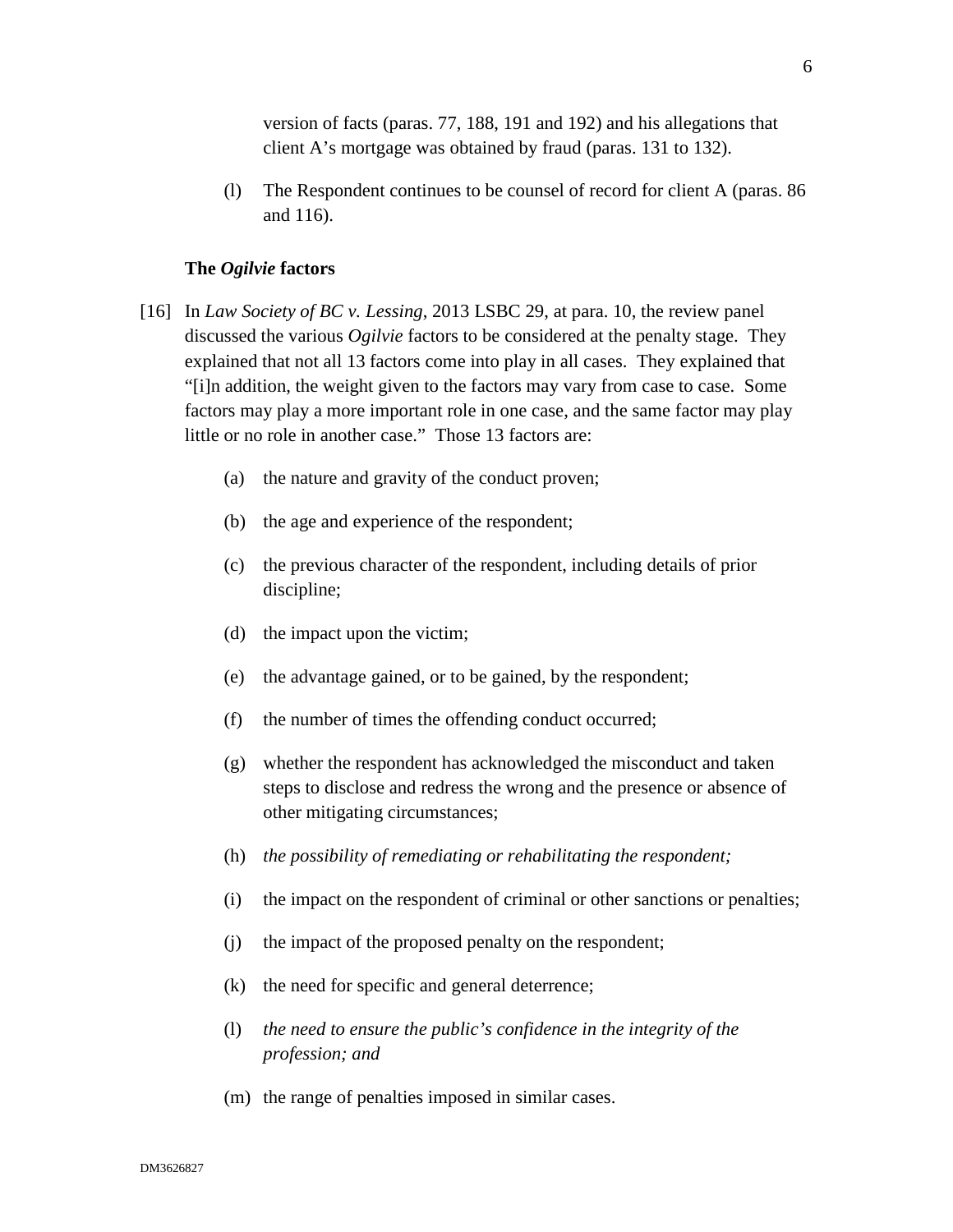version of facts (paras. 77, 188, 191 and 192) and his allegations that client A's mortgage was obtained by fraud (paras. 131 to 132).

(l) The Respondent continues to be counsel of record for client A (paras. 86 and 116).

**The *Ogilvie* factors**

[16] In *Law Society of BC v. Lessing*, 2013 LSBC 29, at para. 10, the review panel discussed the various *Ogilvie* factors to be considered at the penalty stage. They explained that not all 13 factors come into play in all cases. They explained that "[i]n addition, the weight given to the factors may vary from case to case. Some factors may play a more important role in one case, and the same factor may play little or no role in another case." Those 13 factors are:

(a) the nature and gravity of the conduct proven;

(b) the age and experience of the respondent;

(c) the previous character of the respondent, including details of prior discipline;

(d) the impact upon the victim;

(e) the advantage gained, or to be gained, by the respondent;

(f) the number of times the offending conduct occurred;

(g) whether the respondent has acknowledged the misconduct and taken steps to disclose and redress the wrong and the presence or absence of other mitigating circumstances;

(h) *the possibility of remediating or rehabilitating the respondent;*

(i) the impact on the respondent of criminal or other sanctions or penalties;

(j) the impact of the proposed penalty on the respondent;

(k) the need for specific and general deterrence;

(l) *the need to ensure the public's confidence in the integrity of the profession; and*

(m) the range of penalties imposed in similar cases.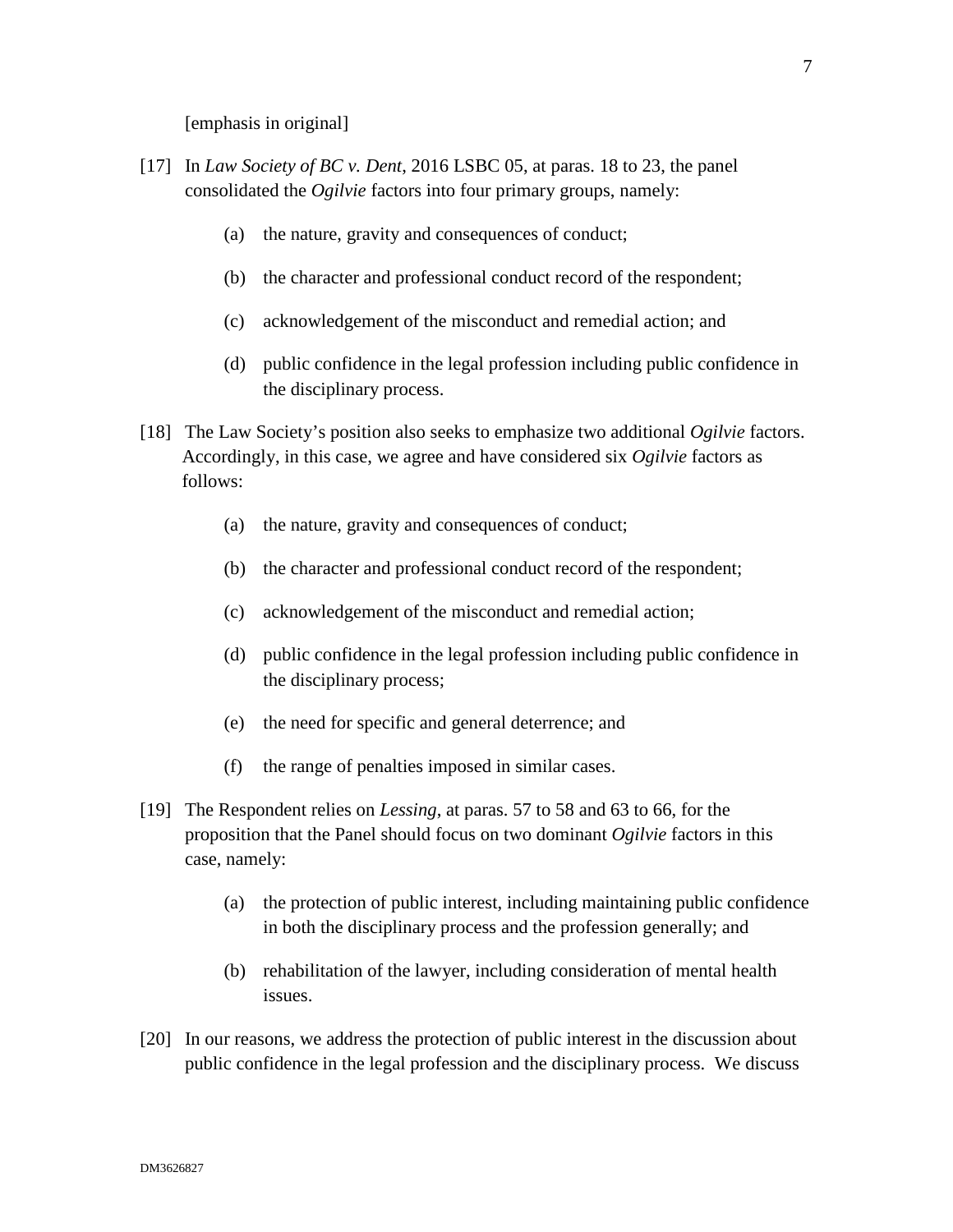[emphasis in original]

[17] In *Law Society of BC v. Dent*, 2016 LSBC 05, at paras. 18 to 23, the panel consolidated the *Ogilvie* factors into four primary groups, namely:

(a) the nature, gravity and consequences of conduct;

(b) the character and professional conduct record of the respondent;

(c) acknowledgement of the misconduct and remedial action; and

(d) public confidence in the legal profession including public confidence in the disciplinary process.

[18] The Law Society's position also seeks to emphasize two additional *Ogilvie* factors. Accordingly, in this case, we agree and have considered six *Ogilvie* factors as follows:

(a) the nature, gravity and consequences of conduct;

(b) the character and professional conduct record of the respondent;

(c) acknowledgement of the misconduct and remedial action;

(d) public confidence in the legal profession including public confidence in the disciplinary process;

(e) the need for specific and general deterrence; and

(f) the range of penalties imposed in similar cases.

[19] The Respondent relies on *Lessing*, at paras. 57 to 58 and 63 to 66, for the proposition that the Panel should focus on two dominant *Ogilvie* factors in this case, namely:

(a) the protection of public interest, including maintaining public confidence in both the disciplinary process and the profession generally; and

(b) rehabilitation of the lawyer, including consideration of mental health issues.

[20] In our reasons, we address the protection of public interest in the discussion about public confidence in the legal profession and the disciplinary process. We discuss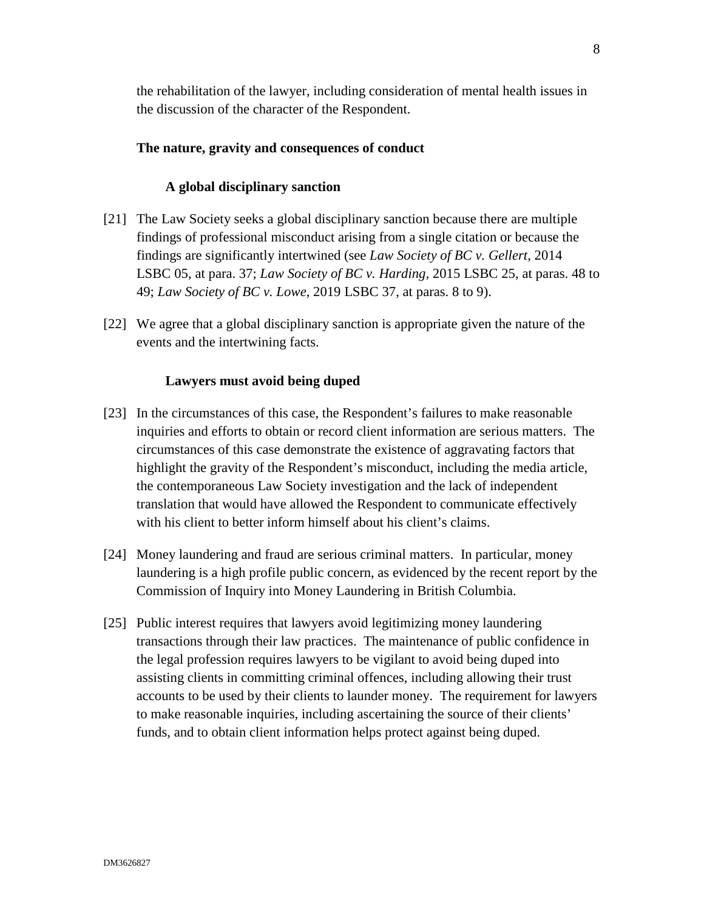the rehabilitation of the lawyer, including consideration of mental health issues in the discussion of the character of the Respondent.

### The nature, gravity and consequences of conduct

#### A global disciplinary sanction

[21] The Law Society seeks a global disciplinary sanction because there are multiple findings of professional misconduct arising from a single citation or because the findings are significantly intertwined (see *Law Society of BC v. Gellert*, 2014 LSBC 05, at para. 37; *Law Society of BC v. Harding*, 2015 LSBC 25, at paras. 48 to 49; *Law Society of BC v. Lowe*, 2019 LSBC 37, at paras. 8 to 9).

[22] We agree that a global disciplinary sanction is appropriate given the nature of the events and the intertwining facts.

#### Lawyers must avoid being duped

[23] In the circumstances of this case, the Respondent's failures to make reasonable inquiries and efforts to obtain or record client information are serious matters. The circumstances of this case demonstrate the existence of aggravating factors that highlight the gravity of the Respondent's misconduct, including the media article, the contemporaneous Law Society investigation and the lack of independent translation that would have allowed the Respondent to communicate effectively with his client to better inform himself about his client's claims.

[24] Money laundering and fraud are serious criminal matters. In particular, money laundering is a high profile public concern, as evidenced by the recent report by the Commission of Inquiry into Money Laundering in British Columbia.

[25] Public interest requires that lawyers avoid legitimizing money laundering transactions through their law practices. The maintenance of public confidence in the legal profession requires lawyers to be vigilant to avoid being duped into assisting clients in committing criminal offences, including allowing their trust accounts to be used by their clients to launder money. The requirement for lawyers to make reasonable inquiries, including ascertaining the source of their clients' funds, and to obtain client information helps protect against being duped.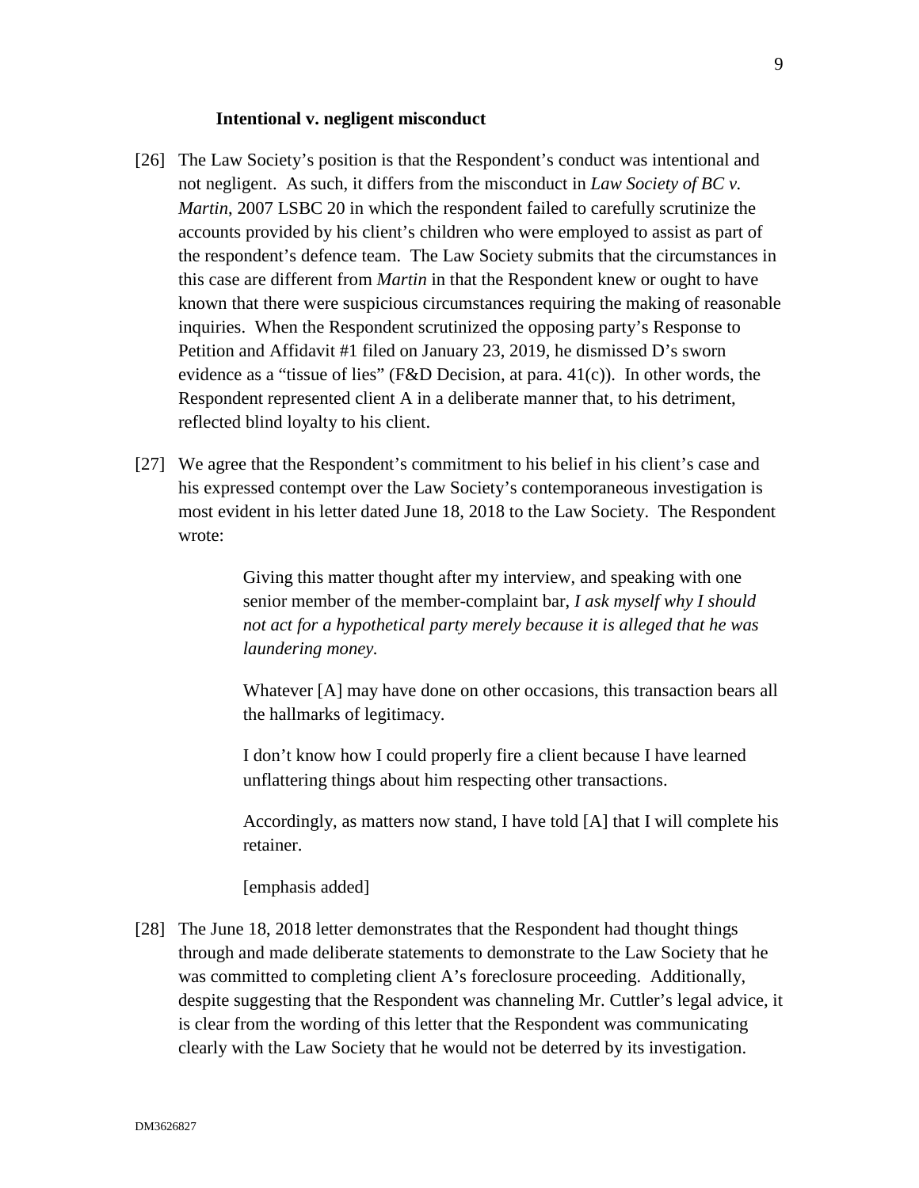### Intentional v. negligent misconduct

[26] The Law Society's position is that the Respondent's conduct was intentional and not negligent. As such, it differs from the misconduct in *Law Society of BC v. Martin*, 2007 LSBC 20 in which the respondent failed to carefully scrutinize the accounts provided by his client's children who were employed to assist as part of the respondent's defence team. The Law Society submits that the circumstances in this case are different from *Martin* in that the Respondent knew or ought to have known that there were suspicious circumstances requiring the making of reasonable inquiries. When the Respondent scrutinized the opposing party's Response to Petition and Affidavit #1 filed on January 23, 2019, he dismissed D's sworn evidence as a "tissue of lies" (F&D Decision, at para. 41(c)). In other words, the Respondent represented client A in a deliberate manner that, to his detriment, reflected blind loyalty to his client.

[27] We agree that the Respondent's commitment to his belief in his client's case and his expressed contempt over the Law Society's contemporaneous investigation is most evident in his letter dated June 18, 2018 to the Law Society. The Respondent wrote:

> Giving this matter thought after my interview, and speaking with one senior member of the member-complaint bar, *I ask myself why I should not act for a hypothetical party merely because it is alleged that he was laundering money.*
>
> Whatever [A] may have done on other occasions, this transaction bears all the hallmarks of legitimacy.
>
> I don't know how I could properly fire a client because I have learned unflattering things about him respecting other transactions.
>
> Accordingly, as matters now stand, I have told [A] that I will complete his retainer.
>
> [emphasis added]

[28] The June 18, 2018 letter demonstrates that the Respondent had thought things through and made deliberate statements to demonstrate to the Law Society that he was committed to completing client A's foreclosure proceeding. Additionally, despite suggesting that the Respondent was channeling Mr. Cuttler's legal advice, it is clear from the wording of this letter that the Respondent was communicating clearly with the Law Society that he would not be deterred by its investigation.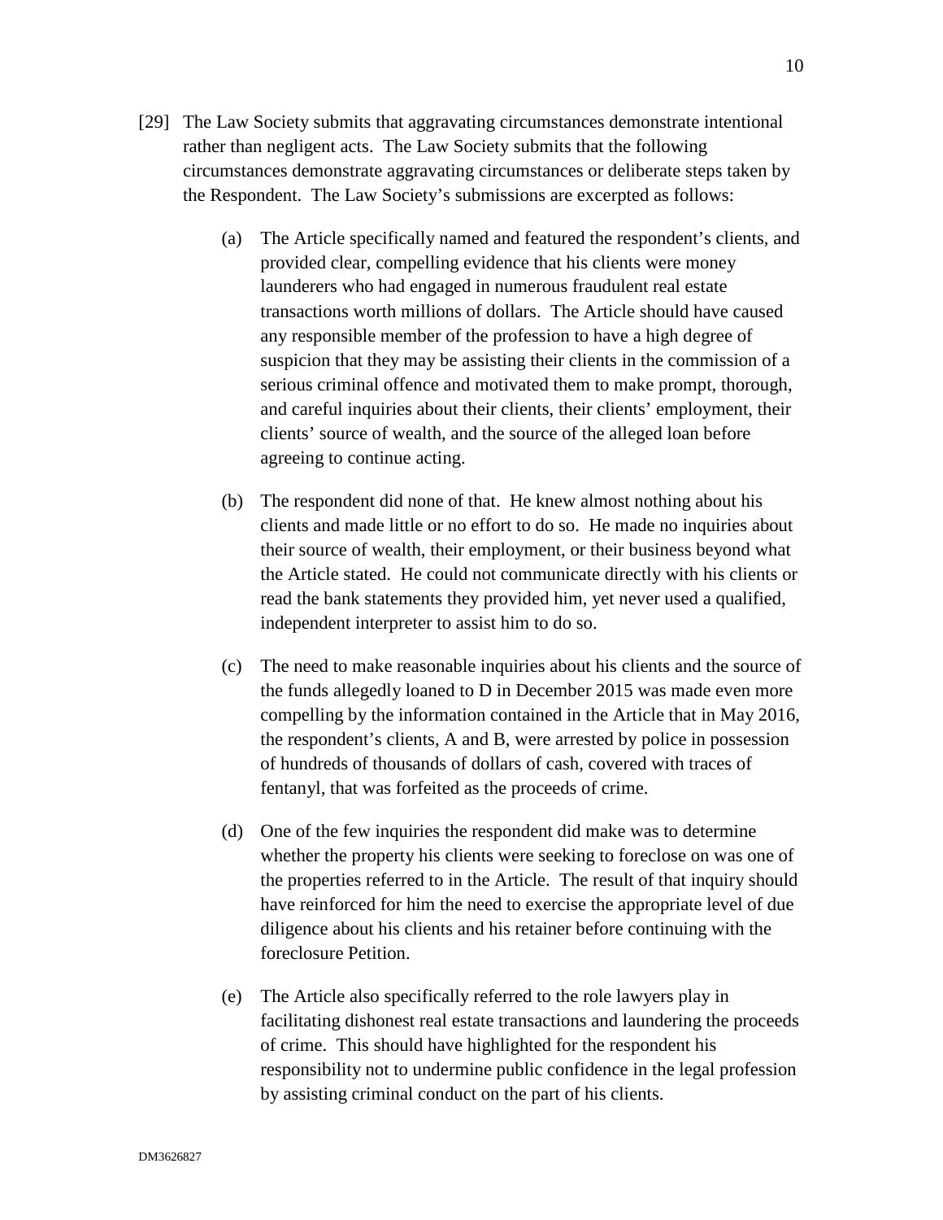[29] The Law Society submits that aggravating circumstances demonstrate intentional rather than negligent acts. The Law Society submits that the following circumstances demonstrate aggravating circumstances or deliberate steps taken by the Respondent. The Law Society's submissions are excerpted as follows:

(a) The Article specifically named and featured the respondent's clients, and provided clear, compelling evidence that his clients were money launderers who had engaged in numerous fraudulent real estate transactions worth millions of dollars. The Article should have caused any responsible member of the profession to have a high degree of suspicion that they may be assisting their clients in the commission of a serious criminal offence and motivated them to make prompt, thorough, and careful inquiries about their clients, their clients' employment, their clients' source of wealth, and the source of the alleged loan before agreeing to continue acting.

(b) The respondent did none of that. He knew almost nothing about his clients and made little or no effort to do so. He made no inquiries about their source of wealth, their employment, or their business beyond what the Article stated. He could not communicate directly with his clients or read the bank statements they provided him, yet never used a qualified, independent interpreter to assist him to do so.

(c) The need to make reasonable inquiries about his clients and the source of the funds allegedly loaned to D in December 2015 was made even more compelling by the information contained in the Article that in May 2016, the respondent's clients, A and B, were arrested by police in possession of hundreds of thousands of dollars of cash, covered with traces of fentanyl, that was forfeited as the proceeds of crime.

(d) One of the few inquiries the respondent did make was to determine whether the property his clients were seeking to foreclose on was one of the properties referred to in the Article. The result of that inquiry should have reinforced for him the need to exercise the appropriate level of due diligence about his clients and his retainer before continuing with the foreclosure Petition.

(e) The Article also specifically referred to the role lawyers play in facilitating dishonest real estate transactions and laundering the proceeds of crime. This should have highlighted for the respondent his responsibility not to undermine public confidence in the legal profession by assisting criminal conduct on the part of his clients.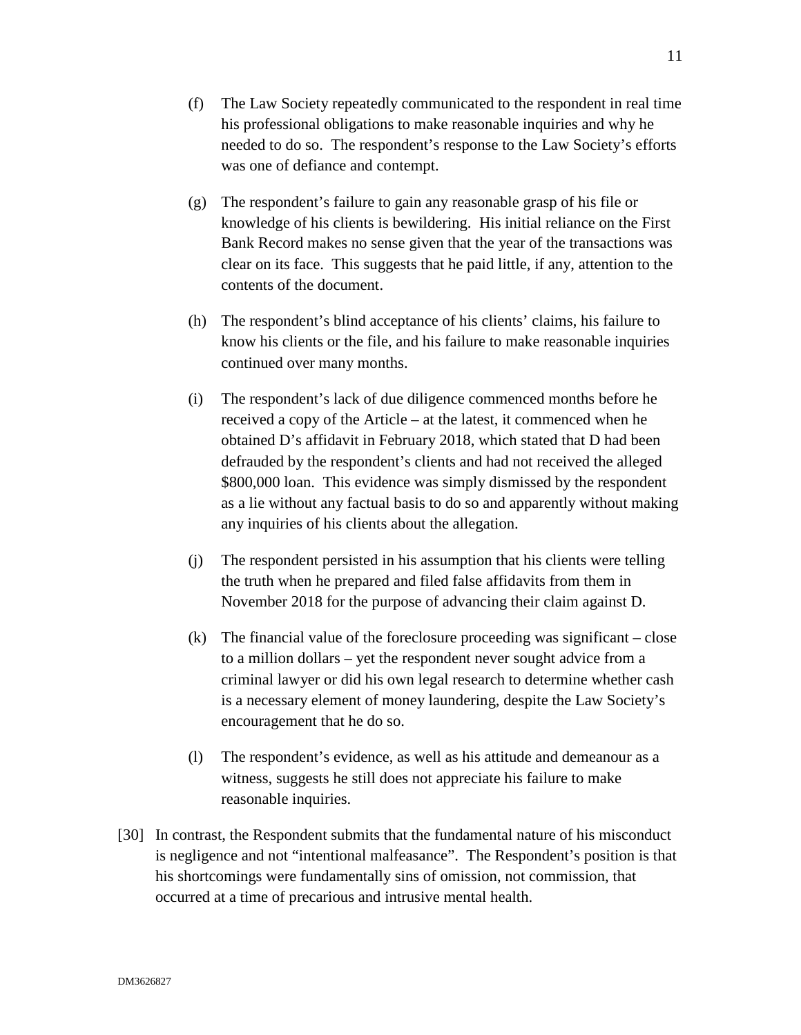(f) The Law Society repeatedly communicated to the respondent in real time his professional obligations to make reasonable inquiries and why he needed to do so. The respondent's response to the Law Society's efforts was one of defiance and contempt.

(g) The respondent's failure to gain any reasonable grasp of his file or knowledge of his clients is bewildering. His initial reliance on the First Bank Record makes no sense given that the year of the transactions was clear on its face. This suggests that he paid little, if any, attention to the contents of the document.

(h) The respondent's blind acceptance of his clients' claims, his failure to know his clients or the file, and his failure to make reasonable inquiries continued over many months.

(i) The respondent's lack of due diligence commenced months before he received a copy of the Article – at the latest, it commenced when he obtained D's affidavit in February 2018, which stated that D had been defrauded by the respondent's clients and had not received the alleged $800,000 loan. This evidence was simply dismissed by the respondent as a lie without any factual basis to do so and apparently without making any inquiries of his clients about the allegation.

(j) The respondent persisted in his assumption that his clients were telling the truth when he prepared and filed false affidavits from them in November 2018 for the purpose of advancing their claim against D.

(k) The financial value of the foreclosure proceeding was significant – close to a million dollars – yet the respondent never sought advice from a criminal lawyer or did his own legal research to determine whether cash is a necessary element of money laundering, despite the Law Society's encouragement that he do so.

(l) The respondent's evidence, as well as his attitude and demeanour as a witness, suggests he still does not appreciate his failure to make reasonable inquiries.

[30] In contrast, the Respondent submits that the fundamental nature of his misconduct is negligence and not "intentional malfeasance". The Respondent's position is that his shortcomings were fundamentally sins of omission, not commission, that occurred at a time of precarious and intrusive mental health.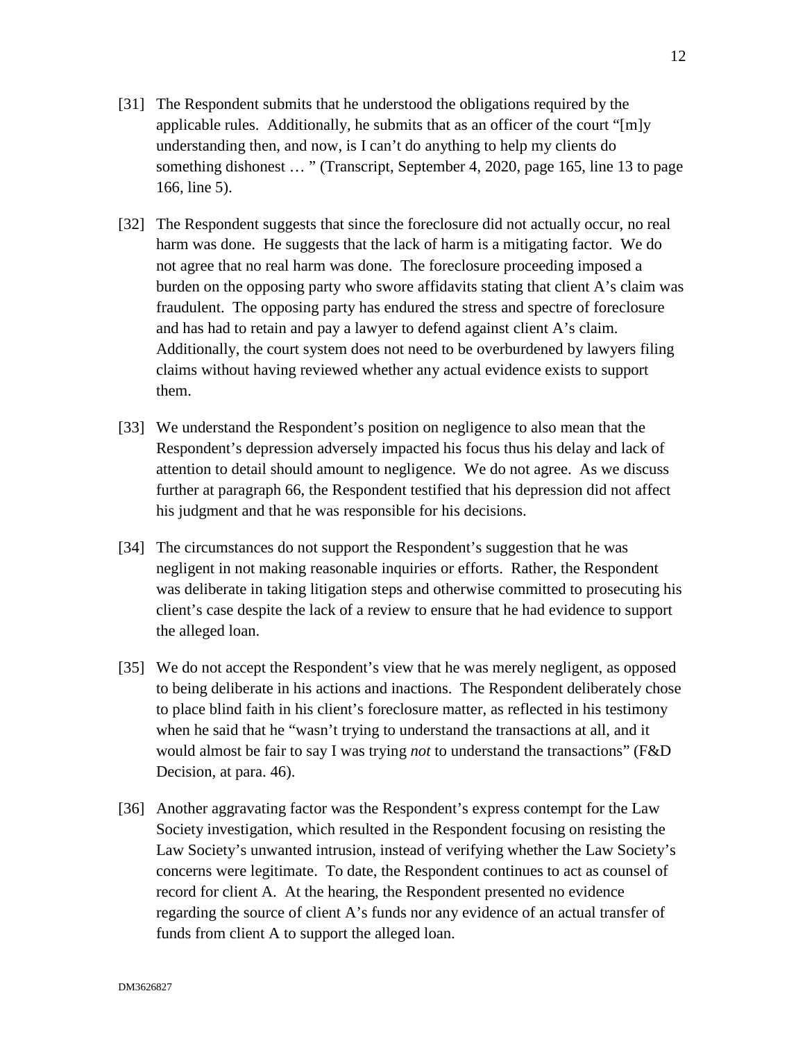[31] The Respondent submits that he understood the obligations required by the applicable rules. Additionally, he submits that as an officer of the court "[m]y understanding then, and now, is I can't do anything to help my clients do something dishonest … " (Transcript, September 4, 2020, page 165, line 13 to page 166, line 5).

[32] The Respondent suggests that since the foreclosure did not actually occur, no real harm was done. He suggests that the lack of harm is a mitigating factor. We do not agree that no real harm was done. The foreclosure proceeding imposed a burden on the opposing party who swore affidavits stating that client A's claim was fraudulent. The opposing party has endured the stress and spectre of foreclosure and has had to retain and pay a lawyer to defend against client A's claim. Additionally, the court system does not need to be overburdened by lawyers filing claims without having reviewed whether any actual evidence exists to support them.

[33] We understand the Respondent's position on negligence to also mean that the Respondent's depression adversely impacted his focus thus his delay and lack of attention to detail should amount to negligence. We do not agree. As we discuss further at paragraph 66, the Respondent testified that his depression did not affect his judgment and that he was responsible for his decisions.

[34] The circumstances do not support the Respondent's suggestion that he was negligent in not making reasonable inquiries or efforts. Rather, the Respondent was deliberate in taking litigation steps and otherwise committed to prosecuting his client's case despite the lack of a review to ensure that he had evidence to support the alleged loan.

[35] We do not accept the Respondent's view that he was merely negligent, as opposed to being deliberate in his actions and inactions. The Respondent deliberately chose to place blind faith in his client's foreclosure matter, as reflected in his testimony when he said that he "wasn't trying to understand the transactions at all, and it would almost be fair to say I was trying *not* to understand the transactions" (F&D Decision, at para. 46).

[36] Another aggravating factor was the Respondent's express contempt for the Law Society investigation, which resulted in the Respondent focusing on resisting the Law Society's unwanted intrusion, instead of verifying whether the Law Society's concerns were legitimate. To date, the Respondent continues to act as counsel of record for client A. At the hearing, the Respondent presented no evidence regarding the source of client A's funds nor any evidence of an actual transfer of funds from client A to support the alleged loan.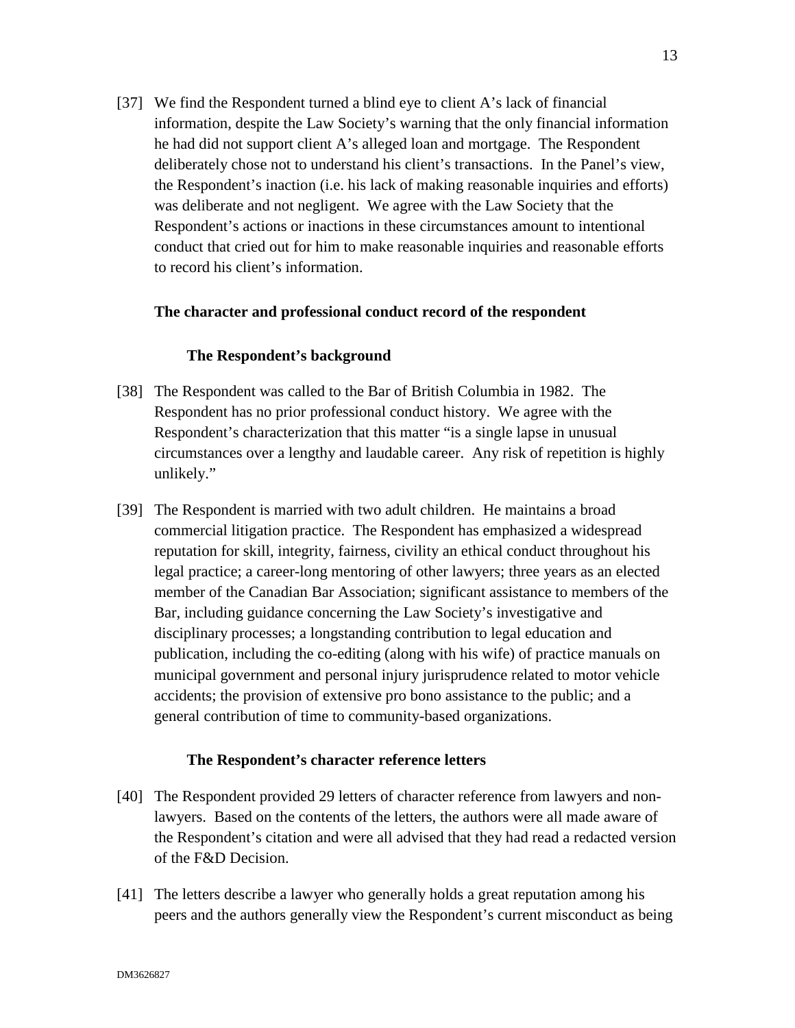[37] We find the Respondent turned a blind eye to client A's lack of financial information, despite the Law Society's warning that the only financial information he had did not support client A's alleged loan and mortgage. The Respondent deliberately chose not to understand his client's transactions. In the Panel's view, the Respondent's inaction (i.e. his lack of making reasonable inquiries and efforts) was deliberate and not negligent. We agree with the Law Society that the Respondent's actions or inactions in these circumstances amount to intentional conduct that cried out for him to make reasonable inquiries and reasonable efforts to record his client's information.

## The character and professional conduct record of the respondent

### The Respondent's background

[38] The Respondent was called to the Bar of British Columbia in 1982. The Respondent has no prior professional conduct history. We agree with the Respondent's characterization that this matter "is a single lapse in unusual circumstances over a lengthy and laudable career. Any risk of repetition is highly unlikely."

[39] The Respondent is married with two adult children. He maintains a broad commercial litigation practice. The Respondent has emphasized a widespread reputation for skill, integrity, fairness, civility an ethical conduct throughout his legal practice; a career-long mentoring of other lawyers; three years as an elected member of the Canadian Bar Association; significant assistance to members of the Bar, including guidance concerning the Law Society's investigative and disciplinary processes; a longstanding contribution to legal education and publication, including the co-editing (along with his wife) of practice manuals on municipal government and personal injury jurisprudence related to motor vehicle accidents; the provision of extensive pro bono assistance to the public; and a general contribution of time to community-based organizations.

### The Respondent's character reference letters

[40] The Respondent provided 29 letters of character reference from lawyers and non-lawyers. Based on the contents of the letters, the authors were all made aware of the Respondent's citation and were all advised that they had read a redacted version of the F&D Decision.

[41] The letters describe a lawyer who generally holds a great reputation among his peers and the authors generally view the Respondent's current misconduct as being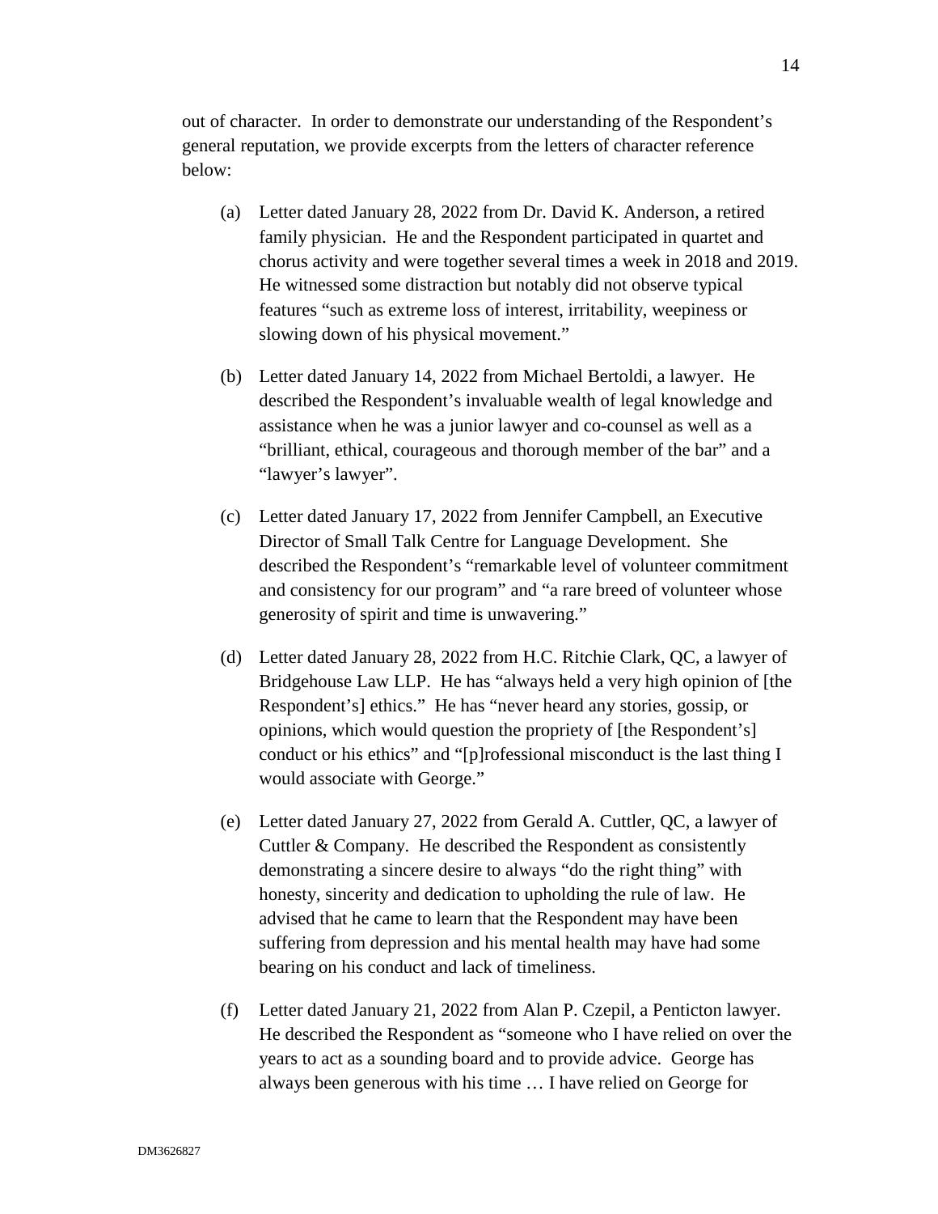out of character. In order to demonstrate our understanding of the Respondent's general reputation, we provide excerpts from the letters of character reference below:

(a) Letter dated January 28, 2022 from Dr. David K. Anderson, a retired family physician. He and the Respondent participated in quartet and chorus activity and were together several times a week in 2018 and 2019. He witnessed some distraction but notably did not observe typical features "such as extreme loss of interest, irritability, weepiness or slowing down of his physical movement."

(b) Letter dated January 14, 2022 from Michael Bertoldi, a lawyer. He described the Respondent's invaluable wealth of legal knowledge and assistance when he was a junior lawyer and co-counsel as well as a "brilliant, ethical, courageous and thorough member of the bar" and a "lawyer's lawyer".

(c) Letter dated January 17, 2022 from Jennifer Campbell, an Executive Director of Small Talk Centre for Language Development. She described the Respondent's "remarkable level of volunteer commitment and consistency for our program" and "a rare breed of volunteer whose generosity of spirit and time is unwavering."

(d) Letter dated January 28, 2022 from H.C. Ritchie Clark, QC, a lawyer of Bridgehouse Law LLP. He has "always held a very high opinion of [the Respondent's] ethics." He has "never heard any stories, gossip, or opinions, which would question the propriety of [the Respondent's] conduct or his ethics" and "[p]rofessional misconduct is the last thing I would associate with George."

(e) Letter dated January 27, 2022 from Gerald A. Cuttler, QC, a lawyer of Cuttler & Company. He described the Respondent as consistently demonstrating a sincere desire to always "do the right thing" with honesty, sincerity and dedication to upholding the rule of law. He advised that he came to learn that the Respondent may have been suffering from depression and his mental health may have had some bearing on his conduct and lack of timeliness.

(f) Letter dated January 21, 2022 from Alan P. Czepil, a Penticton lawyer. He described the Respondent as "someone who I have relied on over the years to act as a sounding board and to provide advice. George has always been generous with his time … I have relied on George for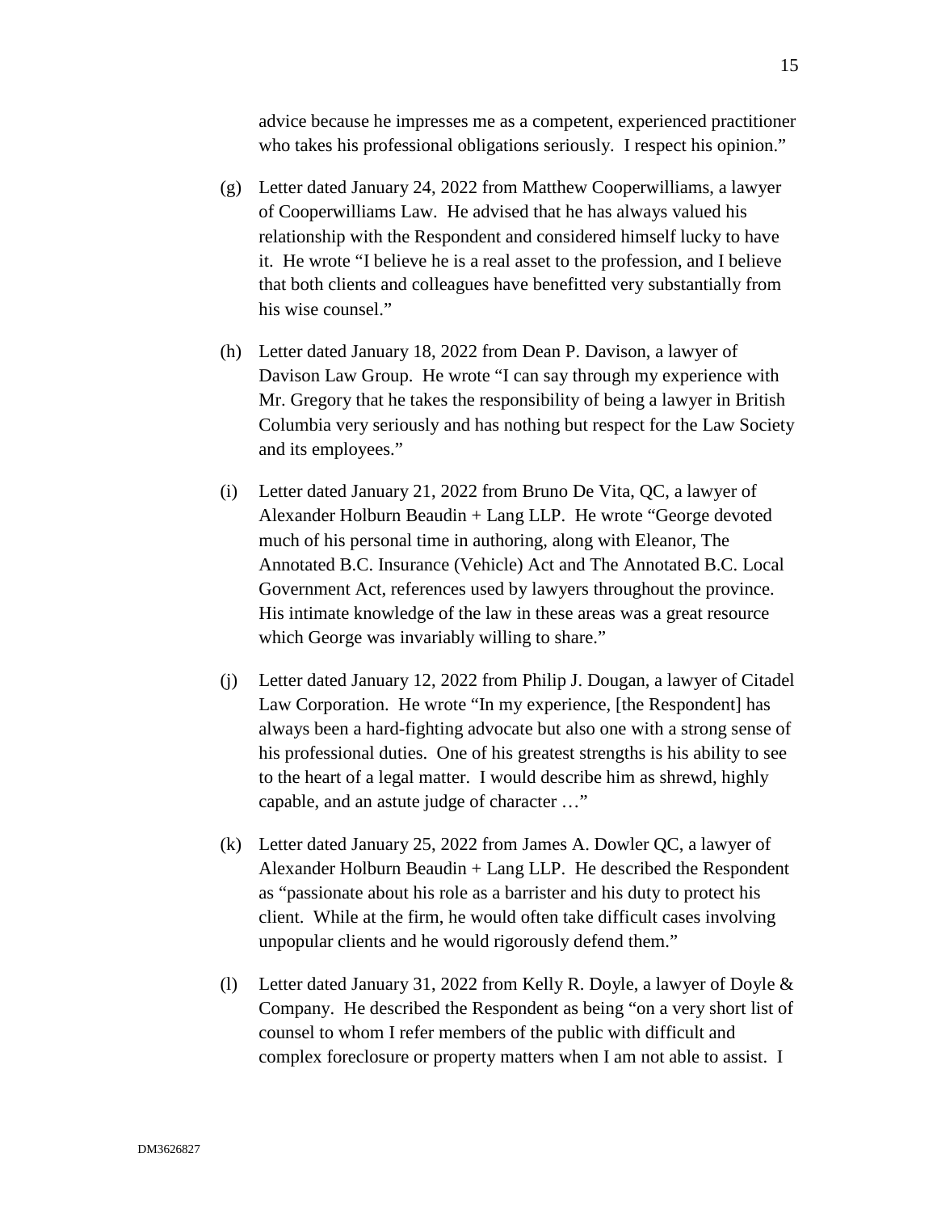advice because he impresses me as a competent, experienced practitioner who takes his professional obligations seriously. I respect his opinion."

(g) Letter dated January 24, 2022 from Matthew Cooperwilliams, a lawyer of Cooperwilliams Law. He advised that he has always valued his relationship with the Respondent and considered himself lucky to have it. He wrote "I believe he is a real asset to the profession, and I believe that both clients and colleagues have benefitted very substantially from his wise counsel."

(h) Letter dated January 18, 2022 from Dean P. Davison, a lawyer of Davison Law Group. He wrote "I can say through my experience with Mr. Gregory that he takes the responsibility of being a lawyer in British Columbia very seriously and has nothing but respect for the Law Society and its employees."

(i) Letter dated January 21, 2022 from Bruno De Vita, QC, a lawyer of Alexander Holburn Beaudin + Lang LLP. He wrote "George devoted much of his personal time in authoring, along with Eleanor, The Annotated B.C. Insurance (Vehicle) Act and The Annotated B.C. Local Government Act, references used by lawyers throughout the province. His intimate knowledge of the law in these areas was a great resource which George was invariably willing to share."

(j) Letter dated January 12, 2022 from Philip J. Dougan, a lawyer of Citadel Law Corporation. He wrote "In my experience, [the Respondent] has always been a hard-fighting advocate but also one with a strong sense of his professional duties. One of his greatest strengths is his ability to see to the heart of a legal matter. I would describe him as shrewd, highly capable, and an astute judge of character …"

(k) Letter dated January 25, 2022 from James A. Dowler QC, a lawyer of Alexander Holburn Beaudin + Lang LLP. He described the Respondent as "passionate about his role as a barrister and his duty to protect his client. While at the firm, he would often take difficult cases involving unpopular clients and he would rigorously defend them."

(l) Letter dated January 31, 2022 from Kelly R. Doyle, a lawyer of Doyle & Company. He described the Respondent as being "on a very short list of counsel to whom I refer members of the public with difficult and complex foreclosure or property matters when I am not able to assist. I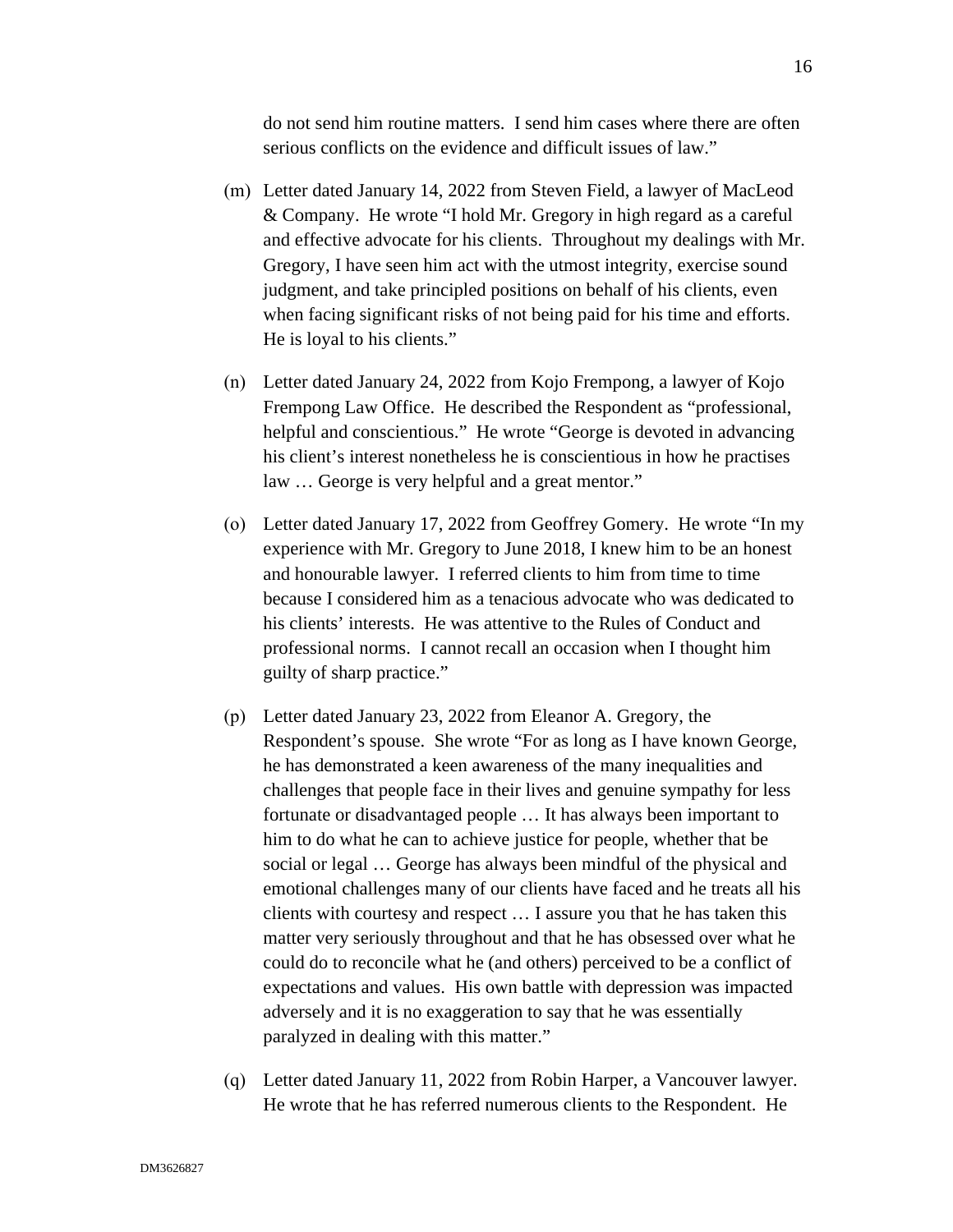do not send him routine matters. I send him cases where there are often serious conflicts on the evidence and difficult issues of law."

(m) Letter dated January 14, 2022 from Steven Field, a lawyer of MacLeod & Company. He wrote "I hold Mr. Gregory in high regard as a careful and effective advocate for his clients. Throughout my dealings with Mr. Gregory, I have seen him act with the utmost integrity, exercise sound judgment, and take principled positions on behalf of his clients, even when facing significant risks of not being paid for his time and efforts. He is loyal to his clients."

(n) Letter dated January 24, 2022 from Kojo Frempong, a lawyer of Kojo Frempong Law Office. He described the Respondent as "professional, helpful and conscientious." He wrote "George is devoted in advancing his client's interest nonetheless he is conscientious in how he practises law … George is very helpful and a great mentor."

(o) Letter dated January 17, 2022 from Geoffrey Gomery. He wrote "In my experience with Mr. Gregory to June 2018, I knew him to be an honest and honourable lawyer. I referred clients to him from time to time because I considered him as a tenacious advocate who was dedicated to his clients' interests. He was attentive to the Rules of Conduct and professional norms. I cannot recall an occasion when I thought him guilty of sharp practice."

(p) Letter dated January 23, 2022 from Eleanor A. Gregory, the Respondent's spouse. She wrote "For as long as I have known George, he has demonstrated a keen awareness of the many inequalities and challenges that people face in their lives and genuine sympathy for less fortunate or disadvantaged people … It has always been important to him to do what he can to achieve justice for people, whether that be social or legal … George has always been mindful of the physical and emotional challenges many of our clients have faced and he treats all his clients with courtesy and respect … I assure you that he has taken this matter very seriously throughout and that he has obsessed over what he could do to reconcile what he (and others) perceived to be a conflict of expectations and values. His own battle with depression was impacted adversely and it is no exaggeration to say that he was essentially paralyzed in dealing with this matter."

(q) Letter dated January 11, 2022 from Robin Harper, a Vancouver lawyer. He wrote that he has referred numerous clients to the Respondent. He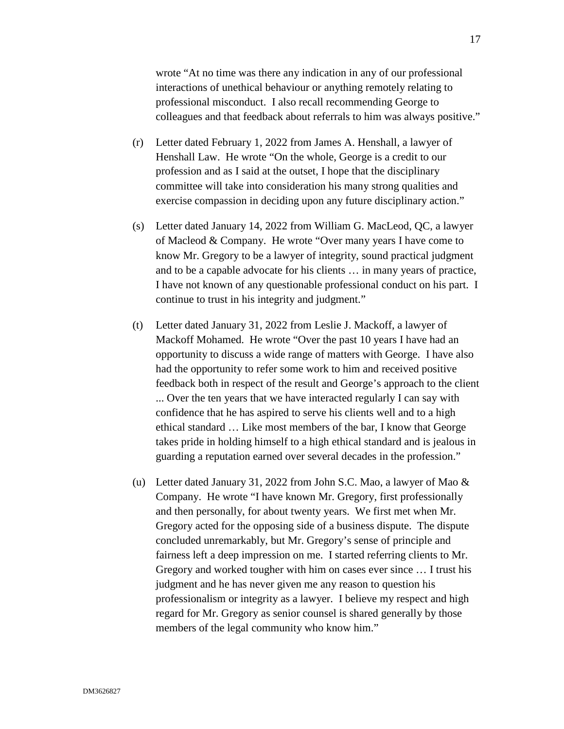wrote "At no time was there any indication in any of our professional interactions of unethical behaviour or anything remotely relating to professional misconduct. I also recall recommending George to colleagues and that feedback about referrals to him was always positive."

(r) Letter dated February 1, 2022 from James A. Henshall, a lawyer of Henshall Law. He wrote "On the whole, George is a credit to our profession and as I said at the outset, I hope that the disciplinary committee will take into consideration his many strong qualities and exercise compassion in deciding upon any future disciplinary action."

(s) Letter dated January 14, 2022 from William G. MacLeod, QC, a lawyer of Macleod & Company. He wrote "Over many years I have come to know Mr. Gregory to be a lawyer of integrity, sound practical judgment and to be a capable advocate for his clients … in many years of practice, I have not known of any questionable professional conduct on his part. I continue to trust in his integrity and judgment."

(t) Letter dated January 31, 2022 from Leslie J. Mackoff, a lawyer of Mackoff Mohamed. He wrote "Over the past 10 years I have had an opportunity to discuss a wide range of matters with George. I have also had the opportunity to refer some work to him and received positive feedback both in respect of the result and George's approach to the client ... Over the ten years that we have interacted regularly I can say with confidence that he has aspired to serve his clients well and to a high ethical standard … Like most members of the bar, I know that George takes pride in holding himself to a high ethical standard and is jealous in guarding a reputation earned over several decades in the profession."

(u) Letter dated January 31, 2022 from John S.C. Mao, a lawyer of Mao & Company. He wrote "I have known Mr. Gregory, first professionally and then personally, for about twenty years. We first met when Mr. Gregory acted for the opposing side of a business dispute. The dispute concluded unremarkably, but Mr. Gregory's sense of principle and fairness left a deep impression on me. I started referring clients to Mr. Gregory and worked tougher with him on cases ever since … I trust his judgment and he has never given me any reason to question his professionalism or integrity as a lawyer. I believe my respect and high regard for Mr. Gregory as senior counsel is shared generally by those members of the legal community who know him."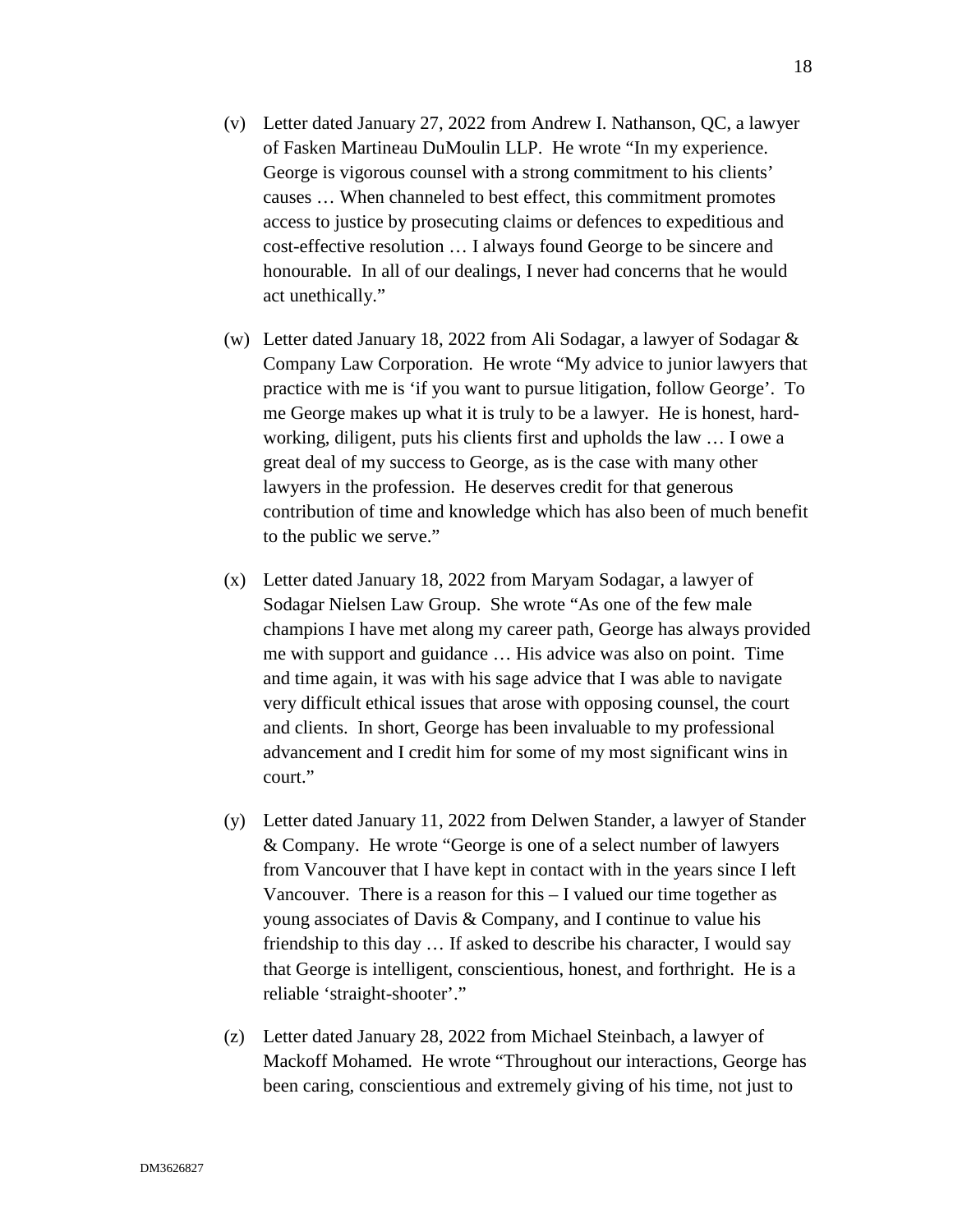(v) Letter dated January 27, 2022 from Andrew I. Nathanson, QC, a lawyer of Fasken Martineau DuMoulin LLP. He wrote "In my experience. George is vigorous counsel with a strong commitment to his clients' causes … When channeled to best effect, this commitment promotes access to justice by prosecuting claims or defences to expeditious and cost-effective resolution … I always found George to be sincere and honourable. In all of our dealings, I never had concerns that he would act unethically."

(w) Letter dated January 18, 2022 from Ali Sodagar, a lawyer of Sodagar & Company Law Corporation. He wrote "My advice to junior lawyers that practice with me is 'if you want to pursue litigation, follow George'. To me George makes up what it is truly to be a lawyer. He is honest, hard-working, diligent, puts his clients first and upholds the law … I owe a great deal of my success to George, as is the case with many other lawyers in the profession. He deserves credit for that generous contribution of time and knowledge which has also been of much benefit to the public we serve."

(x) Letter dated January 18, 2022 from Maryam Sodagar, a lawyer of Sodagar Nielsen Law Group. She wrote "As one of the few male champions I have met along my career path, George has always provided me with support and guidance … His advice was also on point. Time and time again, it was with his sage advice that I was able to navigate very difficult ethical issues that arose with opposing counsel, the court and clients. In short, George has been invaluable to my professional advancement and I credit him for some of my most significant wins in court."

(y) Letter dated January 11, 2022 from Delwen Stander, a lawyer of Stander & Company. He wrote "George is one of a select number of lawyers from Vancouver that I have kept in contact with in the years since I left Vancouver. There is a reason for this – I valued our time together as young associates of Davis & Company, and I continue to value his friendship to this day … If asked to describe his character, I would say that George is intelligent, conscientious, honest, and forthright. He is a reliable 'straight-shooter'."

(z) Letter dated January 28, 2022 from Michael Steinbach, a lawyer of Mackoff Mohamed. He wrote "Throughout our interactions, George has been caring, conscientious and extremely giving of his time, not just to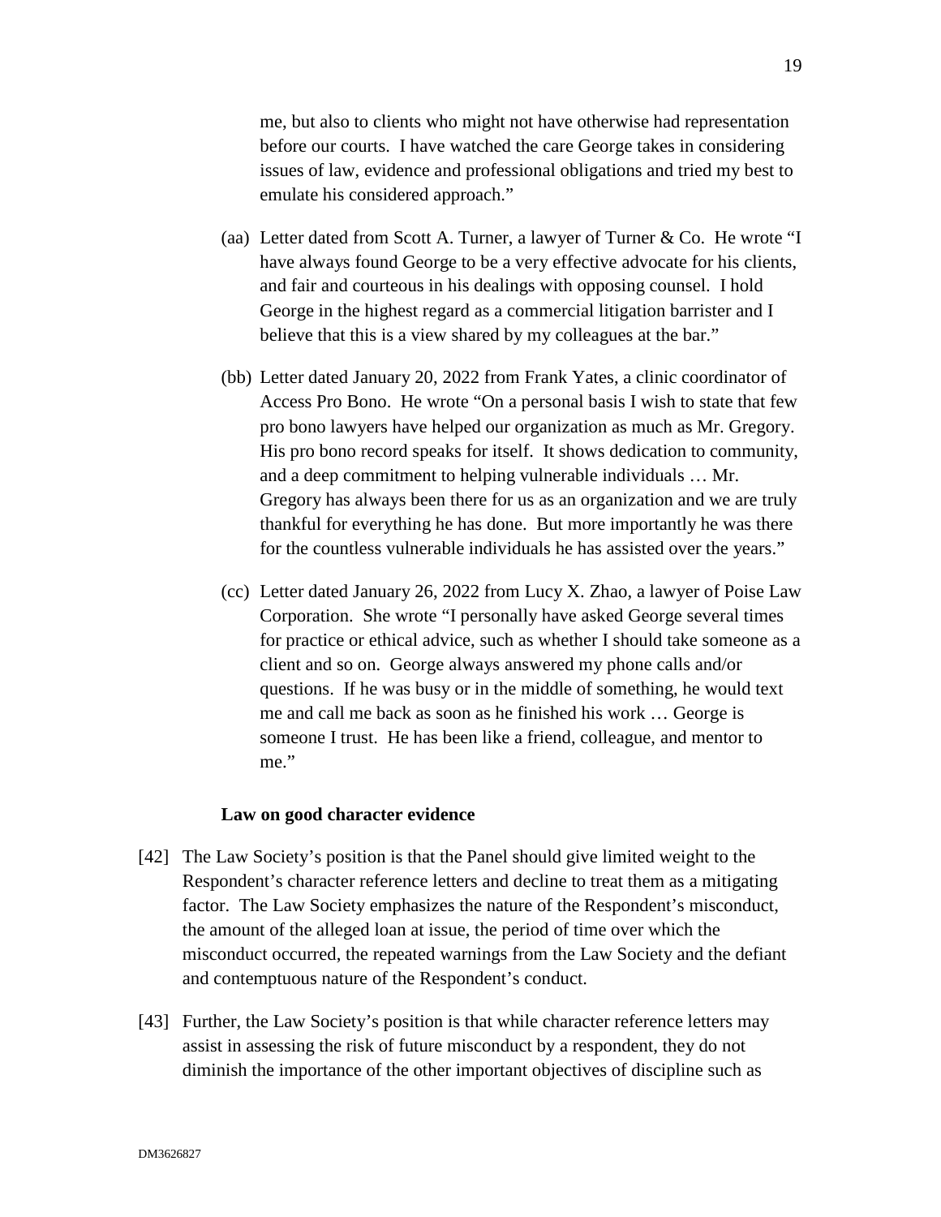me, but also to clients who might not have otherwise had representation before our courts. I have watched the care George takes in considering issues of law, evidence and professional obligations and tried my best to emulate his considered approach."

(aa) Letter dated from Scott A. Turner, a lawyer of Turner & Co. He wrote "I have always found George to be a very effective advocate for his clients, and fair and courteous in his dealings with opposing counsel. I hold George in the highest regard as a commercial litigation barrister and I believe that this is a view shared by my colleagues at the bar."

(bb) Letter dated January 20, 2022 from Frank Yates, a clinic coordinator of Access Pro Bono. He wrote "On a personal basis I wish to state that few pro bono lawyers have helped our organization as much as Mr. Gregory. His pro bono record speaks for itself. It shows dedication to community, and a deep commitment to helping vulnerable individuals … Mr. Gregory has always been there for us as an organization and we are truly thankful for everything he has done. But more importantly he was there for the countless vulnerable individuals he has assisted over the years."

(cc) Letter dated January 26, 2022 from Lucy X. Zhao, a lawyer of Poise Law Corporation. She wrote "I personally have asked George several times for practice or ethical advice, such as whether I should take someone as a client and so on. George always answered my phone calls and/or questions. If he was busy or in the middle of something, he would text me and call me back as soon as he finished his work … George is someone I trust. He has been like a friend, colleague, and mentor to me."

**Law on good character evidence**

[42] The Law Society's position is that the Panel should give limited weight to the Respondent's character reference letters and decline to treat them as a mitigating factor. The Law Society emphasizes the nature of the Respondent's misconduct, the amount of the alleged loan at issue, the period of time over which the misconduct occurred, the repeated warnings from the Law Society and the defiant and contemptuous nature of the Respondent's conduct.

[43] Further, the Law Society's position is that while character reference letters may assist in assessing the risk of future misconduct by a respondent, they do not diminish the importance of the other important objectives of discipline such as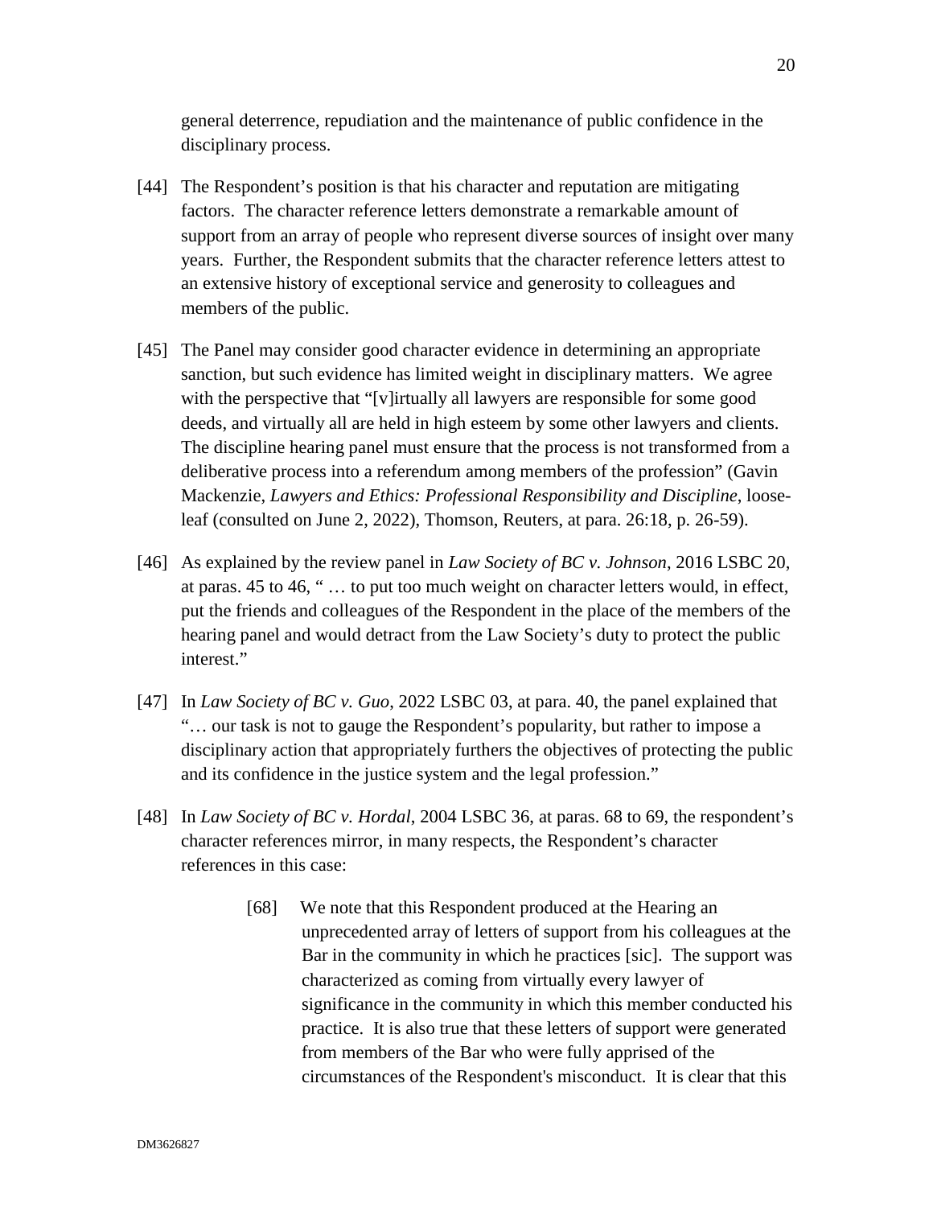general deterrence, repudiation and the maintenance of public confidence in the disciplinary process.

[44] The Respondent's position is that his character and reputation are mitigating factors. The character reference letters demonstrate a remarkable amount of support from an array of people who represent diverse sources of insight over many years. Further, the Respondent submits that the character reference letters attest to an extensive history of exceptional service and generosity to colleagues and members of the public.

[45] The Panel may consider good character evidence in determining an appropriate sanction, but such evidence has limited weight in disciplinary matters. We agree with the perspective that "[v]irtually all lawyers are responsible for some good deeds, and virtually all are held in high esteem by some other lawyers and clients. The discipline hearing panel must ensure that the process is not transformed from a deliberative process into a referendum among members of the profession" (Gavin Mackenzie, *Lawyers and Ethics: Professional Responsibility and Discipline*, looseleaf (consulted on June 2, 2022), Thomson, Reuters, at para. 26:18, p. 26-59).

[46] As explained by the review panel in *Law Society of BC v. Johnson*, 2016 LSBC 20, at paras. 45 to 46, " … to put too much weight on character letters would, in effect, put the friends and colleagues of the Respondent in the place of the members of the hearing panel and would detract from the Law Society's duty to protect the public interest."

[47] In *Law Society of BC v. Guo*, 2022 LSBC 03, at para. 40, the panel explained that "… our task is not to gauge the Respondent's popularity, but rather to impose a disciplinary action that appropriately furthers the objectives of protecting the public and its confidence in the justice system and the legal profession."

[48] In *Law Society of BC v. Hordal*, 2004 LSBC 36, at paras. 68 to 69, the respondent's character references mirror, in many respects, the Respondent's character references in this case:

> [68] We note that this Respondent produced at the Hearing an unprecedented array of letters of support from his colleagues at the Bar in the community in which he practices [sic]. The support was characterized as coming from virtually every lawyer of significance in the community in which this member conducted his practice. It is also true that these letters of support were generated from members of the Bar who were fully apprised of the circumstances of the Respondent's misconduct. It is clear that this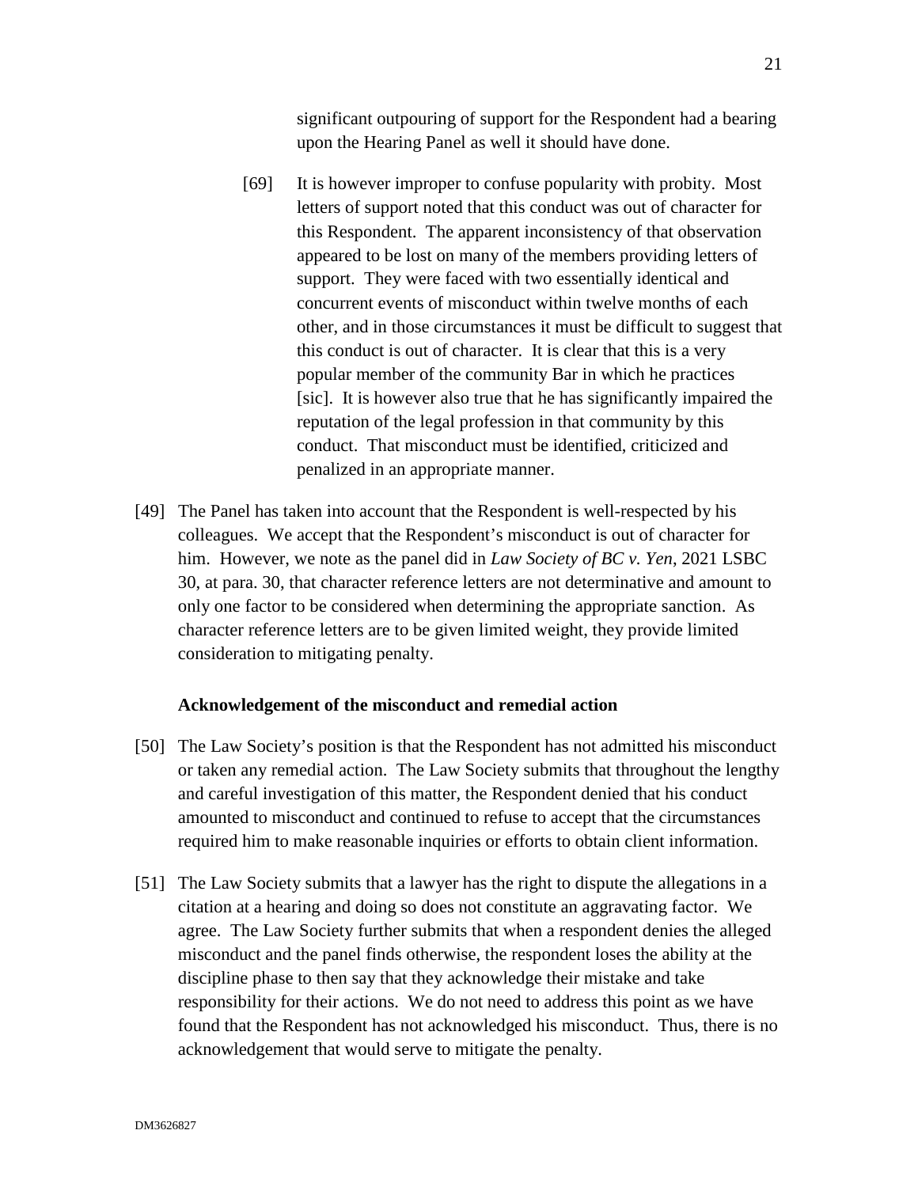> significant outpouring of support for the Respondent had a bearing upon the Hearing Panel as well it should have done.
>
> [69] It is however improper to confuse popularity with probity. Most letters of support noted that this conduct was out of character for this Respondent. The apparent inconsistency of that observation appeared to be lost on many of the members providing letters of support. They were faced with two essentially identical and concurrent events of misconduct within twelve months of each other, and in those circumstances it must be difficult to suggest that this conduct is out of character. It is clear that this is a very popular member of the community Bar in which he practices [sic]. It is however also true that he has significantly impaired the reputation of the legal profession in that community by this conduct. That misconduct must be identified, criticized and penalized in an appropriate manner.

[49] The Panel has taken into account that the Respondent is well-respected by his colleagues. We accept that the Respondent's misconduct is out of character for him. However, we note as the panel did in *Law Society of BC v. Yen*, 2021 LSBC 30, at para. 30, that character reference letters are not determinative and amount to only one factor to be considered when determining the appropriate sanction. As character reference letters are to be given limited weight, they provide limited consideration to mitigating penalty.

### Acknowledgement of the misconduct and remedial action

[50] The Law Society's position is that the Respondent has not admitted his misconduct or taken any remedial action. The Law Society submits that throughout the lengthy and careful investigation of this matter, the Respondent denied that his conduct amounted to misconduct and continued to refuse to accept that the circumstances required him to make reasonable inquiries or efforts to obtain client information.

[51] The Law Society submits that a lawyer has the right to dispute the allegations in a citation at a hearing and doing so does not constitute an aggravating factor. We agree. The Law Society further submits that when a respondent denies the alleged misconduct and the panel finds otherwise, the respondent loses the ability at the discipline phase to then say that they acknowledge their mistake and take responsibility for their actions. We do not need to address this point as we have found that the Respondent has not acknowledged his misconduct. Thus, there is no acknowledgement that would serve to mitigate the penalty.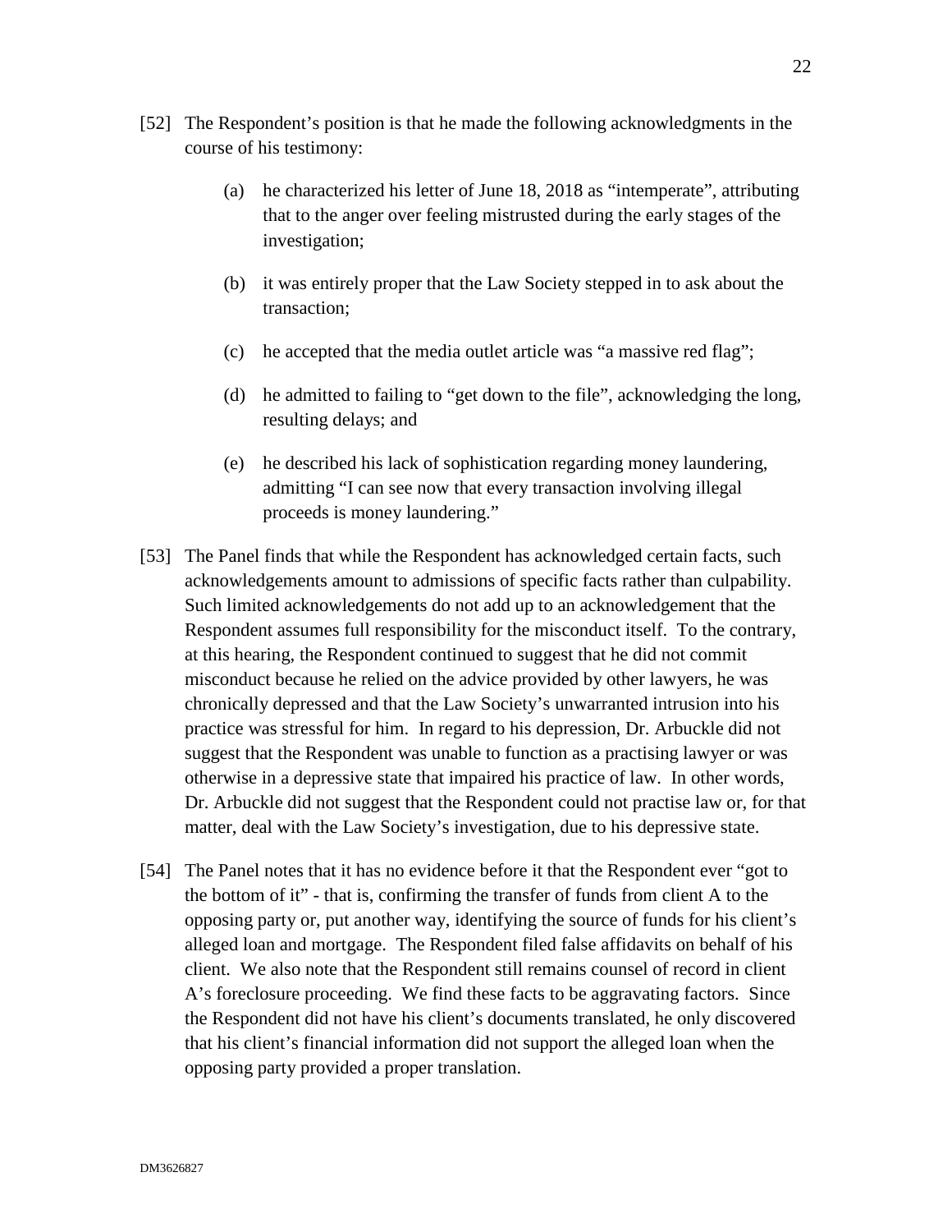[52] The Respondent's position is that he made the following acknowledgments in the course of his testimony:

(a) he characterized his letter of June 18, 2018 as "intemperate", attributing that to the anger over feeling mistrusted during the early stages of the investigation;

(b) it was entirely proper that the Law Society stepped in to ask about the transaction;

(c) he accepted that the media outlet article was "a massive red flag";

(d) he admitted to failing to "get down to the file", acknowledging the long, resulting delays; and

(e) he described his lack of sophistication regarding money laundering, admitting "I can see now that every transaction involving illegal proceeds is money laundering."

[53] The Panel finds that while the Respondent has acknowledged certain facts, such acknowledgements amount to admissions of specific facts rather than culpability. Such limited acknowledgements do not add up to an acknowledgement that the Respondent assumes full responsibility for the misconduct itself. To the contrary, at this hearing, the Respondent continued to suggest that he did not commit misconduct because he relied on the advice provided by other lawyers, he was chronically depressed and that the Law Society's unwarranted intrusion into his practice was stressful for him. In regard to his depression, Dr. Arbuckle did not suggest that the Respondent was unable to function as a practising lawyer or was otherwise in a depressive state that impaired his practice of law. In other words, Dr. Arbuckle did not suggest that the Respondent could not practise law or, for that matter, deal with the Law Society's investigation, due to his depressive state.

[54] The Panel notes that it has no evidence before it that the Respondent ever "got to the bottom of it" - that is, confirming the transfer of funds from client A to the opposing party or, put another way, identifying the source of funds for his client's alleged loan and mortgage. The Respondent filed false affidavits on behalf of his client. We also note that the Respondent still remains counsel of record in client A's foreclosure proceeding. We find these facts to be aggravating factors. Since the Respondent did not have his client's documents translated, he only discovered that his client's financial information did not support the alleged loan when the opposing party provided a proper translation.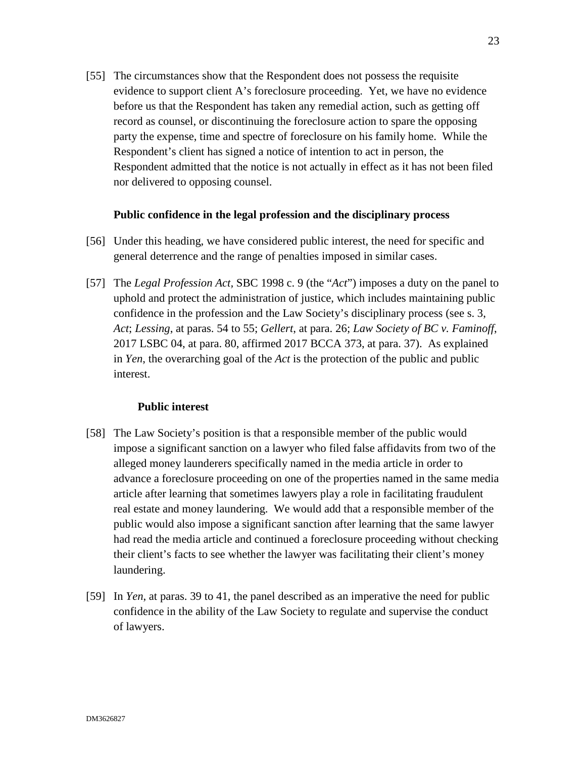[55] The circumstances show that the Respondent does not possess the requisite evidence to support client A's foreclosure proceeding. Yet, we have no evidence before us that the Respondent has taken any remedial action, such as getting off record as counsel, or discontinuing the foreclosure action to spare the opposing party the expense, time and spectre of foreclosure on his family home. While the Respondent's client has signed a notice of intention to act in person, the Respondent admitted that the notice is not actually in effect as it has not been filed nor delivered to opposing counsel.

### Public confidence in the legal profession and the disciplinary process

[56] Under this heading, we have considered public interest, the need for specific and general deterrence and the range of penalties imposed in similar cases.

[57] The *Legal Profession Act*, SBC 1998 c. 9 (the "*Act*") imposes a duty on the panel to uphold and protect the administration of justice, which includes maintaining public confidence in the profession and the Law Society's disciplinary process (see s. 3, *Act*; *Lessing*, at paras. 54 to 55; *Gellert*, at para. 26; *Law Society of BC v. Faminoff*, 2017 LSBC 04, at para. 80, affirmed 2017 BCCA 373, at para. 37). As explained in *Yen*, the overarching goal of the *Act* is the protection of the public and public interest.

#### Public interest

[58] The Law Society's position is that a responsible member of the public would impose a significant sanction on a lawyer who filed false affidavits from two of the alleged money launderers specifically named in the media article in order to advance a foreclosure proceeding on one of the properties named in the same media article after learning that sometimes lawyers play a role in facilitating fraudulent real estate and money laundering. We would add that a responsible member of the public would also impose a significant sanction after learning that the same lawyer had read the media article and continued a foreclosure proceeding without checking their client's facts to see whether the lawyer was facilitating their client's money laundering.

[59] In *Yen*, at paras. 39 to 41, the panel described as an imperative the need for public confidence in the ability of the Law Society to regulate and supervise the conduct of lawyers.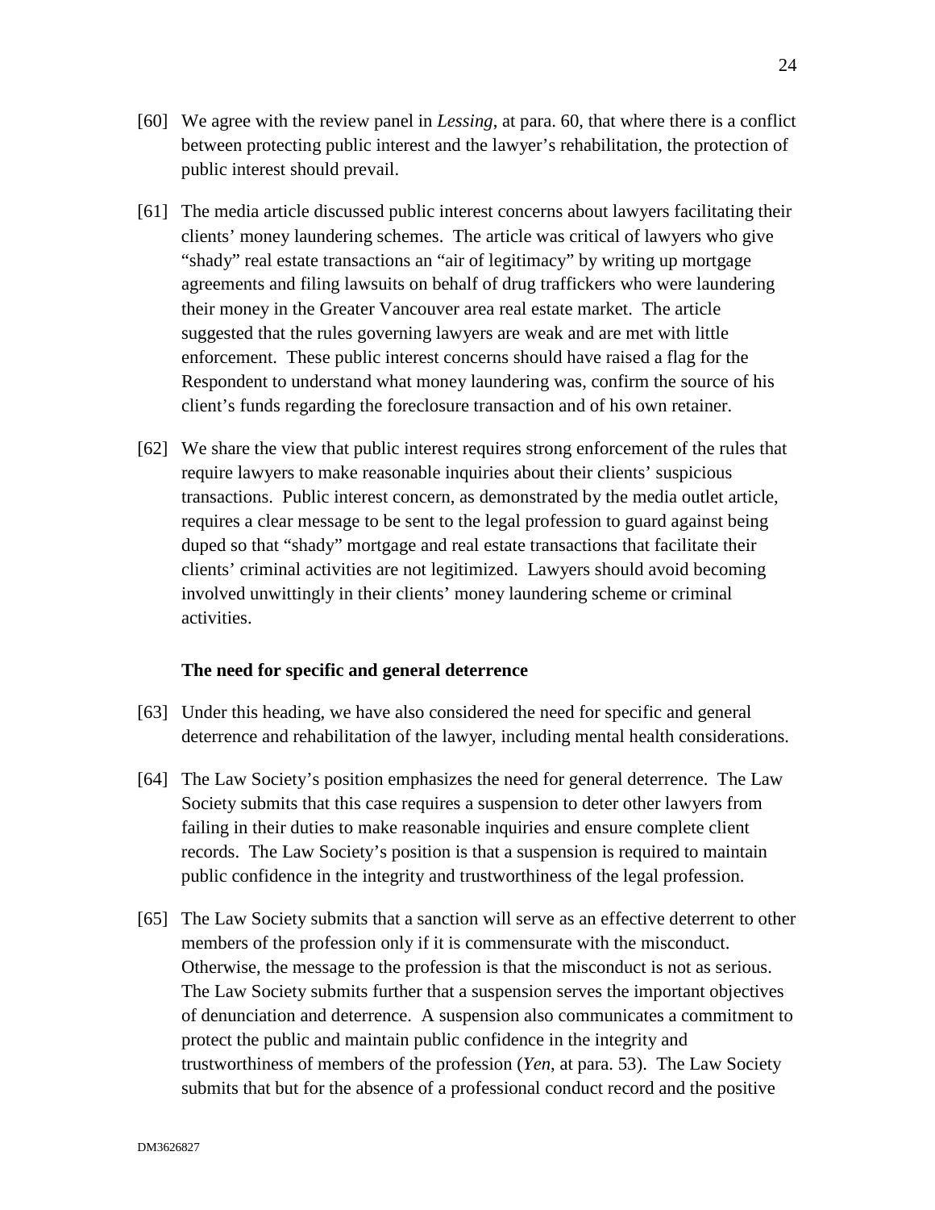[60] We agree with the review panel in *Lessing*, at para. 60, that where there is a conflict between protecting public interest and the lawyer's rehabilitation, the protection of public interest should prevail.

[61] The media article discussed public interest concerns about lawyers facilitating their clients' money laundering schemes. The article was critical of lawyers who give "shady" real estate transactions an "air of legitimacy" by writing up mortgage agreements and filing lawsuits on behalf of drug traffickers who were laundering their money in the Greater Vancouver area real estate market. The article suggested that the rules governing lawyers are weak and are met with little enforcement. These public interest concerns should have raised a flag for the Respondent to understand what money laundering was, confirm the source of his client's funds regarding the foreclosure transaction and of his own retainer.

[62] We share the view that public interest requires strong enforcement of the rules that require lawyers to make reasonable inquiries about their clients' suspicious transactions. Public interest concern, as demonstrated by the media outlet article, requires a clear message to be sent to the legal profession to guard against being duped so that "shady" mortgage and real estate transactions that facilitate their clients' criminal activities are not legitimized. Lawyers should avoid becoming involved unwittingly in their clients' money laundering scheme or criminal activities.

**The need for specific and general deterrence**

[63] Under this heading, we have also considered the need for specific and general deterrence and rehabilitation of the lawyer, including mental health considerations.

[64] The Law Society's position emphasizes the need for general deterrence. The Law Society submits that this case requires a suspension to deter other lawyers from failing in their duties to make reasonable inquiries and ensure complete client records. The Law Society's position is that a suspension is required to maintain public confidence in the integrity and trustworthiness of the legal profession.

[65] The Law Society submits that a sanction will serve as an effective deterrent to other members of the profession only if it is commensurate with the misconduct. Otherwise, the message to the profession is that the misconduct is not as serious. The Law Society submits further that a suspension serves the important objectives of denunciation and deterrence. A suspension also communicates a commitment to protect the public and maintain public confidence in the integrity and trustworthiness of members of the profession (*Yen*, at para. 53). The Law Society submits that but for the absence of a professional conduct record and the positive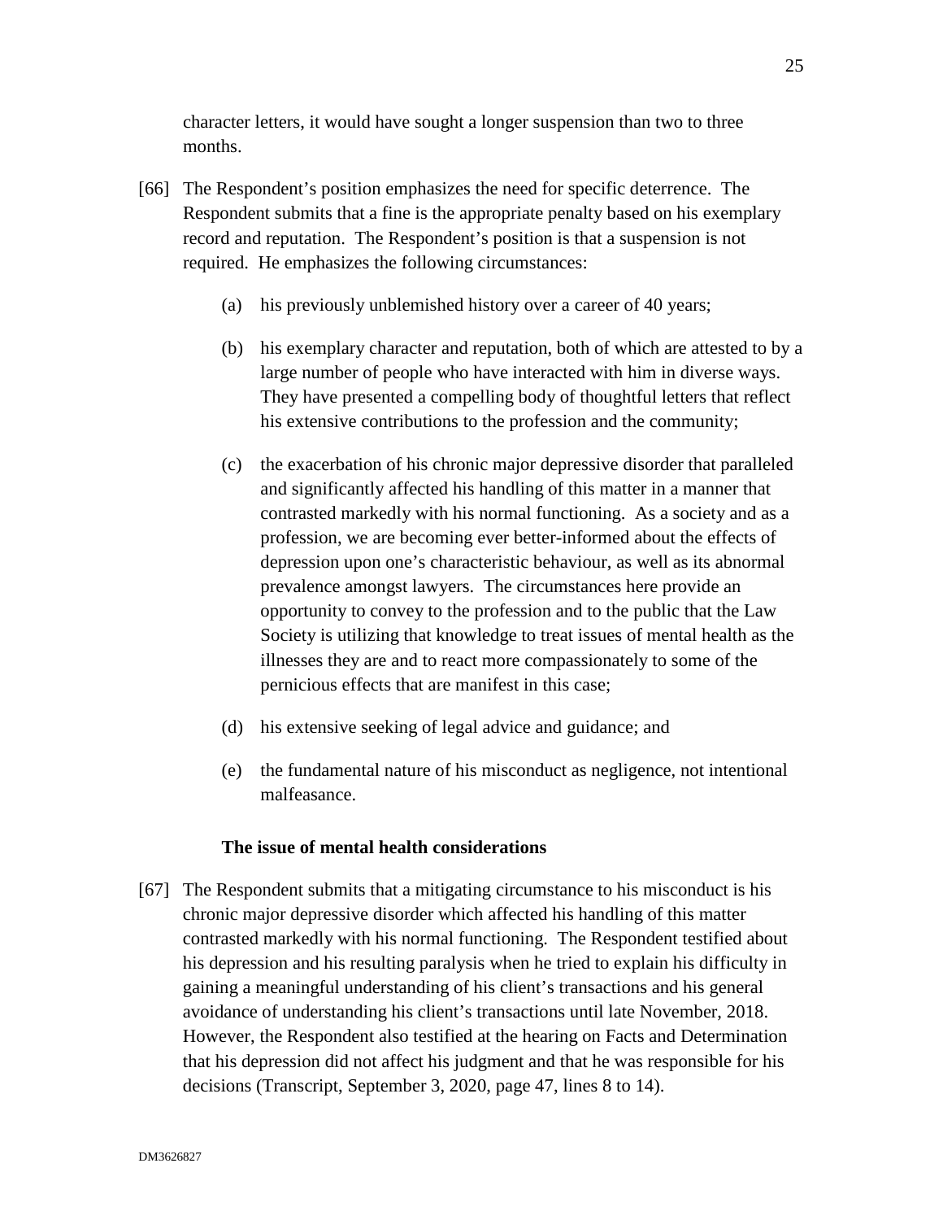character letters, it would have sought a longer suspension than two to three months.

[66] The Respondent's position emphasizes the need for specific deterrence. The Respondent submits that a fine is the appropriate penalty based on his exemplary record and reputation. The Respondent's position is that a suspension is not required. He emphasizes the following circumstances:

(a) his previously unblemished history over a career of 40 years;

(b) his exemplary character and reputation, both of which are attested to by a large number of people who have interacted with him in diverse ways. They have presented a compelling body of thoughtful letters that reflect his extensive contributions to the profession and the community;

(c) the exacerbation of his chronic major depressive disorder that paralleled and significantly affected his handling of this matter in a manner that contrasted markedly with his normal functioning. As a society and as a profession, we are becoming ever better-informed about the effects of depression upon one's characteristic behaviour, as well as its abnormal prevalence amongst lawyers. The circumstances here provide an opportunity to convey to the profession and to the public that the Law Society is utilizing that knowledge to treat issues of mental health as the illnesses they are and to react more compassionately to some of the pernicious effects that are manifest in this case;

(d) his extensive seeking of legal advice and guidance; and

(e) the fundamental nature of his misconduct as negligence, not intentional malfeasance.

**The issue of mental health considerations**

[67] The Respondent submits that a mitigating circumstance to his misconduct is his chronic major depressive disorder which affected his handling of this matter contrasted markedly with his normal functioning. The Respondent testified about his depression and his resulting paralysis when he tried to explain his difficulty in gaining a meaningful understanding of his client's transactions and his general avoidance of understanding his client's transactions until late November, 2018. However, the Respondent also testified at the hearing on Facts and Determination that his depression did not affect his judgment and that he was responsible for his decisions (Transcript, September 3, 2020, page 47, lines 8 to 14).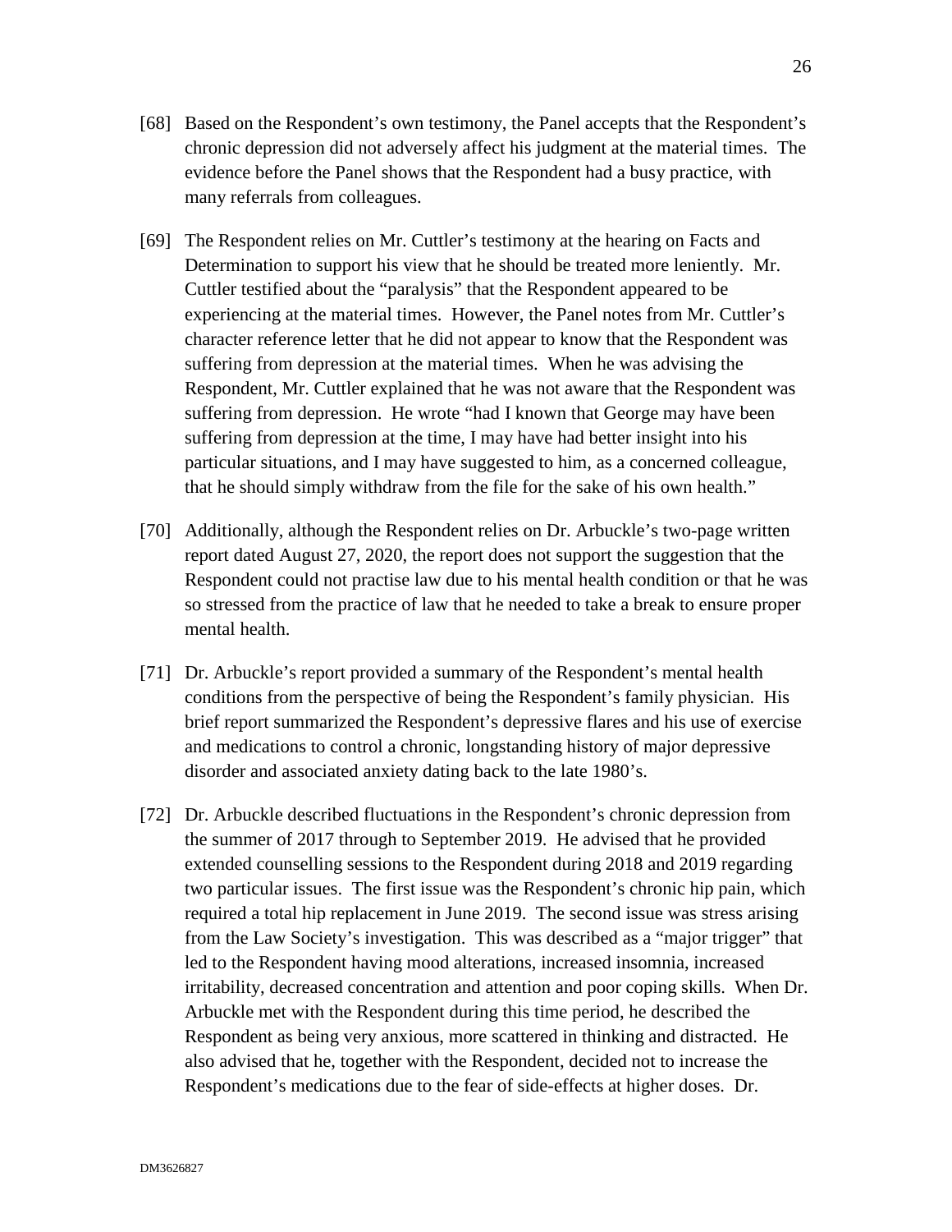[68] Based on the Respondent's own testimony, the Panel accepts that the Respondent's chronic depression did not adversely affect his judgment at the material times. The evidence before the Panel shows that the Respondent had a busy practice, with many referrals from colleagues.

[69] The Respondent relies on Mr. Cuttler's testimony at the hearing on Facts and Determination to support his view that he should be treated more leniently. Mr. Cuttler testified about the "paralysis" that the Respondent appeared to be experiencing at the material times. However, the Panel notes from Mr. Cuttler's character reference letter that he did not appear to know that the Respondent was suffering from depression at the material times. When he was advising the Respondent, Mr. Cuttler explained that he was not aware that the Respondent was suffering from depression. He wrote "had I known that George may have been suffering from depression at the time, I may have had better insight into his particular situations, and I may have suggested to him, as a concerned colleague, that he should simply withdraw from the file for the sake of his own health."

[70] Additionally, although the Respondent relies on Dr. Arbuckle's two-page written report dated August 27, 2020, the report does not support the suggestion that the Respondent could not practise law due to his mental health condition or that he was so stressed from the practice of law that he needed to take a break to ensure proper mental health.

[71] Dr. Arbuckle's report provided a summary of the Respondent's mental health conditions from the perspective of being the Respondent's family physician. His brief report summarized the Respondent's depressive flares and his use of exercise and medications to control a chronic, longstanding history of major depressive disorder and associated anxiety dating back to the late 1980's.

[72] Dr. Arbuckle described fluctuations in the Respondent's chronic depression from the summer of 2017 through to September 2019. He advised that he provided extended counselling sessions to the Respondent during 2018 and 2019 regarding two particular issues. The first issue was the Respondent's chronic hip pain, which required a total hip replacement in June 2019. The second issue was stress arising from the Law Society's investigation. This was described as a "major trigger" that led to the Respondent having mood alterations, increased insomnia, increased irritability, decreased concentration and attention and poor coping skills. When Dr. Arbuckle met with the Respondent during this time period, he described the Respondent as being very anxious, more scattered in thinking and distracted. He also advised that he, together with the Respondent, decided not to increase the Respondent's medications due to the fear of side-effects at higher doses. Dr.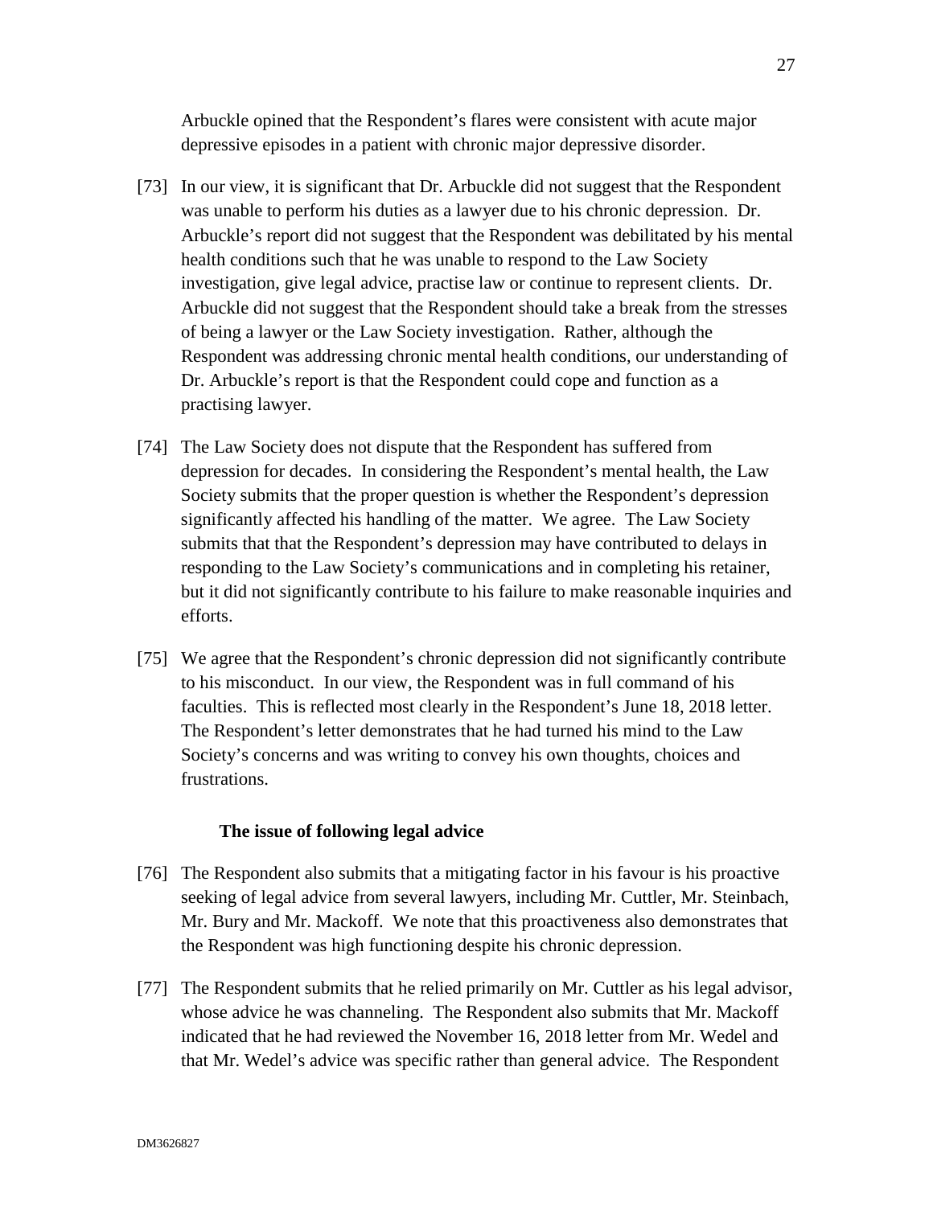Arbuckle opined that the Respondent's flares were consistent with acute major depressive episodes in a patient with chronic major depressive disorder.

[73] In our view, it is significant that Dr. Arbuckle did not suggest that the Respondent was unable to perform his duties as a lawyer due to his chronic depression. Dr. Arbuckle's report did not suggest that the Respondent was debilitated by his mental health conditions such that he was unable to respond to the Law Society investigation, give legal advice, practise law or continue to represent clients. Dr. Arbuckle did not suggest that the Respondent should take a break from the stresses of being a lawyer or the Law Society investigation. Rather, although the Respondent was addressing chronic mental health conditions, our understanding of Dr. Arbuckle's report is that the Respondent could cope and function as a practising lawyer.

[74] The Law Society does not dispute that the Respondent has suffered from depression for decades. In considering the Respondent's mental health, the Law Society submits that the proper question is whether the Respondent's depression significantly affected his handling of the matter. We agree. The Law Society submits that that the Respondent's depression may have contributed to delays in responding to the Law Society's communications and in completing his retainer, but it did not significantly contribute to his failure to make reasonable inquiries and efforts.

[75] We agree that the Respondent's chronic depression did not significantly contribute to his misconduct. In our view, the Respondent was in full command of his faculties. This is reflected most clearly in the Respondent's June 18, 2018 letter. The Respondent's letter demonstrates that he had turned his mind to the Law Society's concerns and was writing to convey his own thoughts, choices and frustrations.

### The issue of following legal advice

[76] The Respondent also submits that a mitigating factor in his favour is his proactive seeking of legal advice from several lawyers, including Mr. Cuttler, Mr. Steinbach, Mr. Bury and Mr. Mackoff. We note that this proactiveness also demonstrates that the Respondent was high functioning despite his chronic depression.

[77] The Respondent submits that he relied primarily on Mr. Cuttler as his legal advisor, whose advice he was channeling. The Respondent also submits that Mr. Mackoff indicated that he had reviewed the November 16, 2018 letter from Mr. Wedel and that Mr. Wedel's advice was specific rather than general advice. The Respondent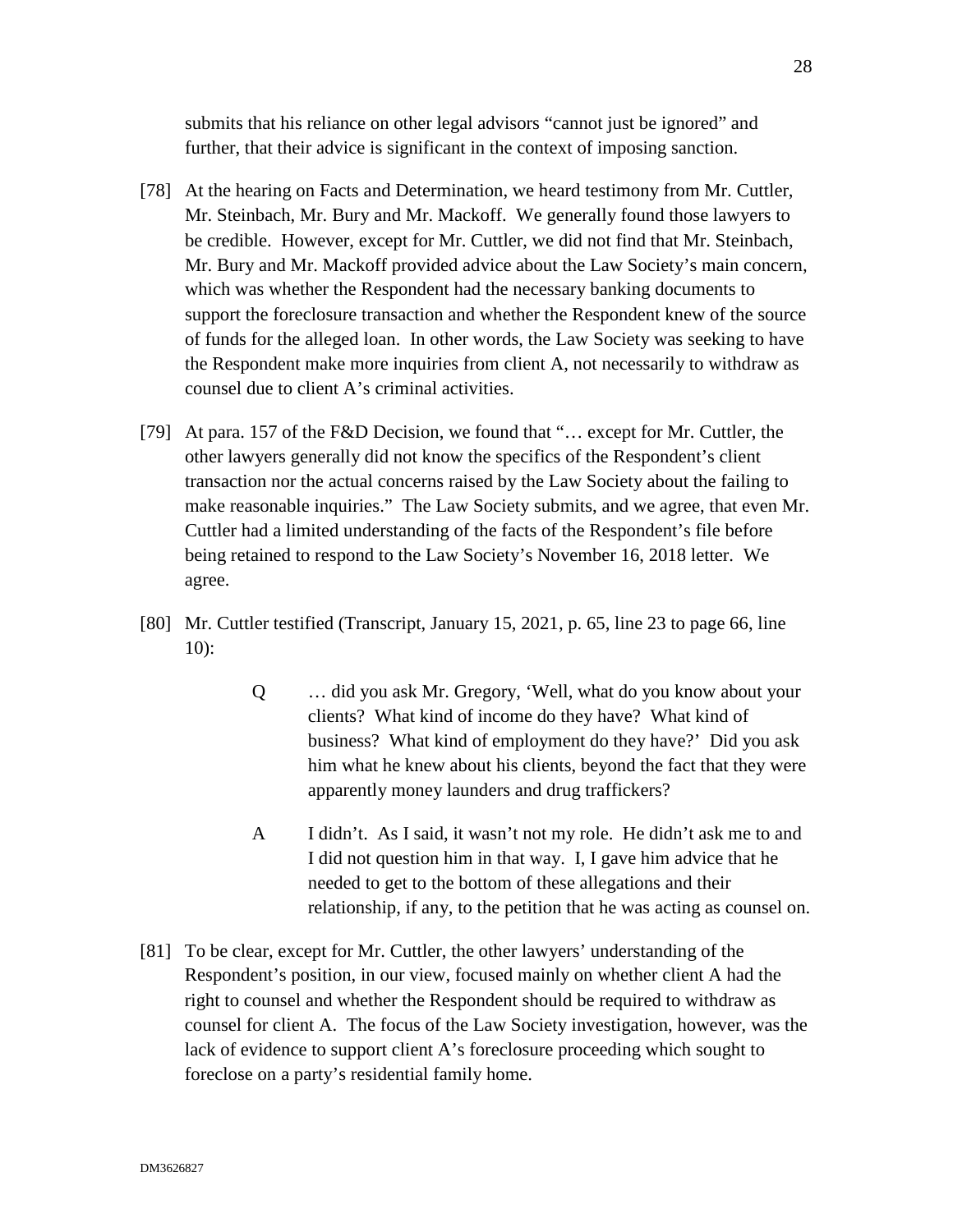submits that his reliance on other legal advisors "cannot just be ignored" and further, that their advice is significant in the context of imposing sanction.

[78] At the hearing on Facts and Determination, we heard testimony from Mr. Cuttler, Mr. Steinbach, Mr. Bury and Mr. Mackoff. We generally found those lawyers to be credible. However, except for Mr. Cuttler, we did not find that Mr. Steinbach, Mr. Bury and Mr. Mackoff provided advice about the Law Society's main concern, which was whether the Respondent had the necessary banking documents to support the foreclosure transaction and whether the Respondent knew of the source of funds for the alleged loan. In other words, the Law Society was seeking to have the Respondent make more inquiries from client A, not necessarily to withdraw as counsel due to client A's criminal activities.

[79] At para. 157 of the F&D Decision, we found that "… except for Mr. Cuttler, the other lawyers generally did not know the specifics of the Respondent's client transaction nor the actual concerns raised by the Law Society about the failing to make reasonable inquiries." The Law Society submits, and we agree, that even Mr. Cuttler had a limited understanding of the facts of the Respondent's file before being retained to respond to the Law Society's November 16, 2018 letter. We agree.

[80] Mr. Cuttler testified (Transcript, January 15, 2021, p. 65, line 23 to page 66, line 10):

> Q … did you ask Mr. Gregory, 'Well, what do you know about your clients? What kind of income do they have? What kind of business? What kind of employment do they have?' Did you ask him what he knew about his clients, beyond the fact that they were apparently money launders and drug traffickers?
>
> A I didn't. As I said, it wasn't not my role. He didn't ask me to and I did not question him in that way. I, I gave him advice that he needed to get to the bottom of these allegations and their relationship, if any, to the petition that he was acting as counsel on.

[81] To be clear, except for Mr. Cuttler, the other lawyers' understanding of the Respondent's position, in our view, focused mainly on whether client A had the right to counsel and whether the Respondent should be required to withdraw as counsel for client A. The focus of the Law Society investigation, however, was the lack of evidence to support client A's foreclosure proceeding which sought to foreclose on a party's residential family home.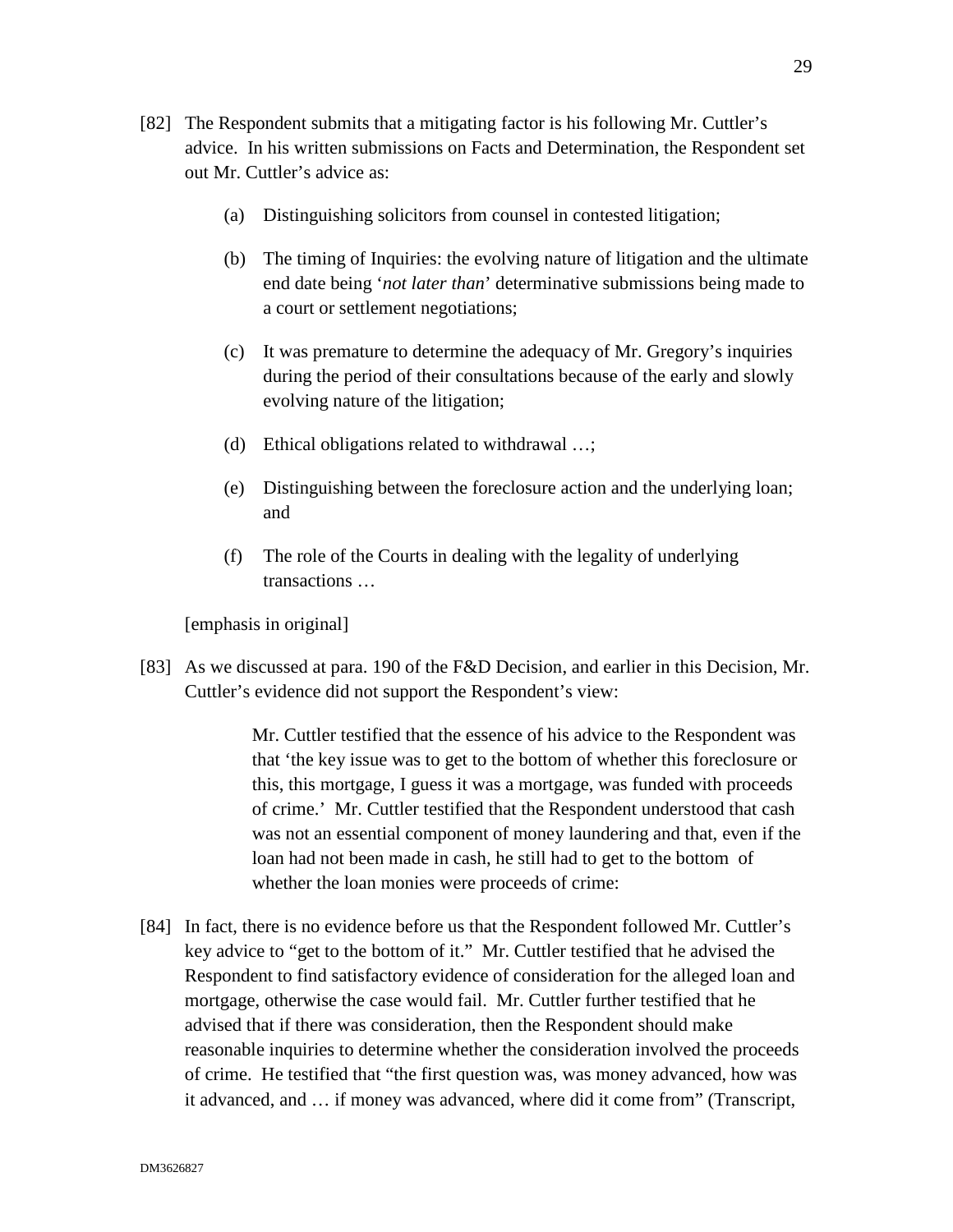[82] The Respondent submits that a mitigating factor is his following Mr. Cuttler's advice. In his written submissions on Facts and Determination, the Respondent set out Mr. Cuttler's advice as:

> (a) Distinguishing solicitors from counsel in contested litigation;
>
> (b) The timing of Inquiries: the evolving nature of litigation and the ultimate end date being '*not later than*' determinative submissions being made to a court or settlement negotiations;
>
> (c) It was premature to determine the adequacy of Mr. Gregory's inquiries during the period of their consultations because of the early and slowly evolving nature of the litigation;
>
> (d) Ethical obligations related to withdrawal …;
>
> (e) Distinguishing between the foreclosure action and the underlying loan; and
>
> (f) The role of the Courts in dealing with the legality of underlying transactions …
>
> [emphasis in original]

[83] As we discussed at para. 190 of the F&D Decision, and earlier in this Decision, Mr. Cuttler's evidence did not support the Respondent's view:

> Mr. Cuttler testified that the essence of his advice to the Respondent was that 'the key issue was to get to the bottom of whether this foreclosure or this, this mortgage, I guess it was a mortgage, was funded with proceeds of crime.' Mr. Cuttler testified that the Respondent understood that cash was not an essential component of money laundering and that, even if the loan had not been made in cash, he still had to get to the bottom of whether the loan monies were proceeds of crime:

[84] In fact, there is no evidence before us that the Respondent followed Mr. Cuttler's key advice to "get to the bottom of it." Mr. Cuttler testified that he advised the Respondent to find satisfactory evidence of consideration for the alleged loan and mortgage, otherwise the case would fail. Mr. Cuttler further testified that he advised that if there was consideration, then the Respondent should make reasonable inquiries to determine whether the consideration involved the proceeds of crime. He testified that "the first question was, was money advanced, how was it advanced, and … if money was advanced, where did it come from" (Transcript,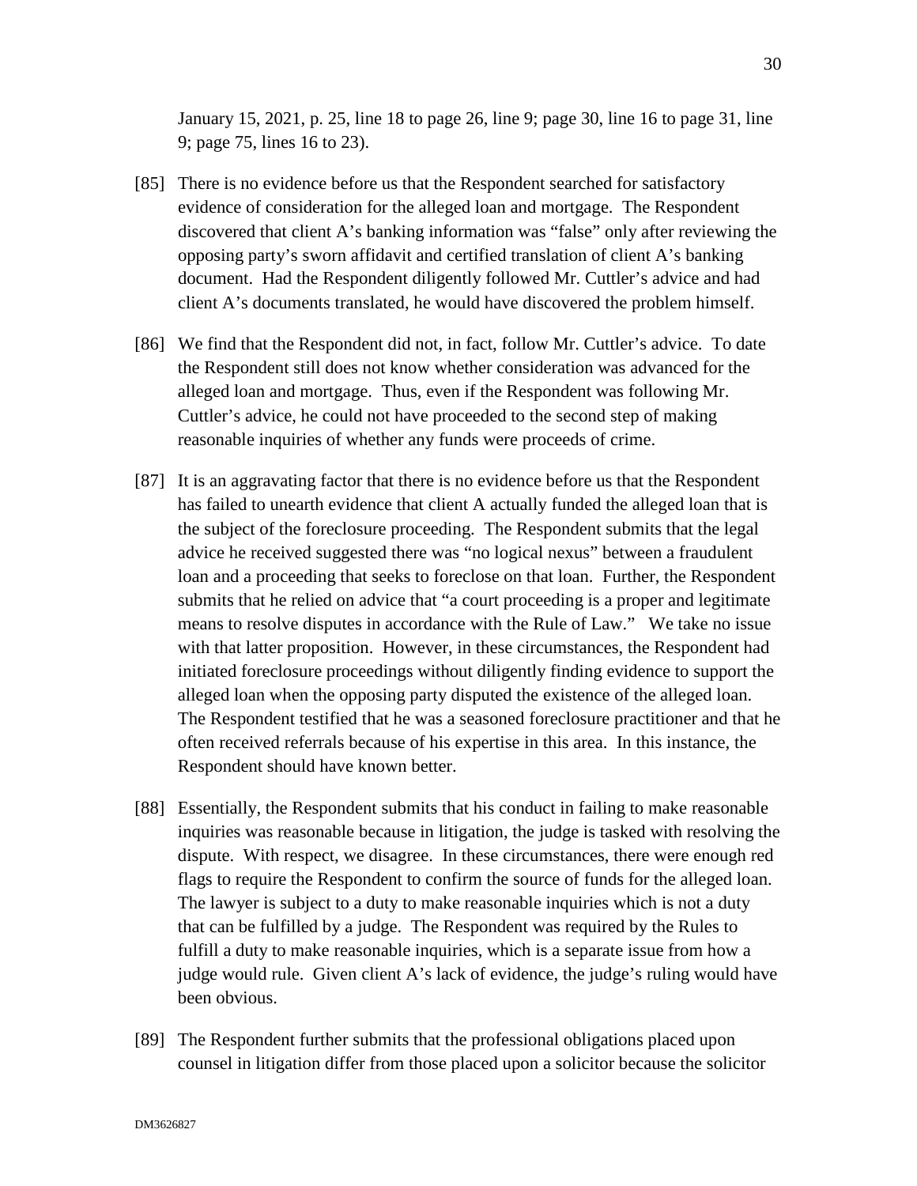January 15, 2021, p. 25, line 18 to page 26, line 9; page 30, line 16 to page 31, line 9; page 75, lines 16 to 23).

[85] There is no evidence before us that the Respondent searched for satisfactory evidence of consideration for the alleged loan and mortgage. The Respondent discovered that client A's banking information was "false" only after reviewing the opposing party's sworn affidavit and certified translation of client A's banking document. Had the Respondent diligently followed Mr. Cuttler's advice and had client A's documents translated, he would have discovered the problem himself.

[86] We find that the Respondent did not, in fact, follow Mr. Cuttler's advice. To date the Respondent still does not know whether consideration was advanced for the alleged loan and mortgage. Thus, even if the Respondent was following Mr. Cuttler's advice, he could not have proceeded to the second step of making reasonable inquiries of whether any funds were proceeds of crime.

[87] It is an aggravating factor that there is no evidence before us that the Respondent has failed to unearth evidence that client A actually funded the alleged loan that is the subject of the foreclosure proceeding. The Respondent submits that the legal advice he received suggested there was "no logical nexus" between a fraudulent loan and a proceeding that seeks to foreclose on that loan. Further, the Respondent submits that he relied on advice that "a court proceeding is a proper and legitimate means to resolve disputes in accordance with the Rule of Law." We take no issue with that latter proposition. However, in these circumstances, the Respondent had initiated foreclosure proceedings without diligently finding evidence to support the alleged loan when the opposing party disputed the existence of the alleged loan. The Respondent testified that he was a seasoned foreclosure practitioner and that he often received referrals because of his expertise in this area. In this instance, the Respondent should have known better.

[88] Essentially, the Respondent submits that his conduct in failing to make reasonable inquiries was reasonable because in litigation, the judge is tasked with resolving the dispute. With respect, we disagree. In these circumstances, there were enough red flags to require the Respondent to confirm the source of funds for the alleged loan. The lawyer is subject to a duty to make reasonable inquiries which is not a duty that can be fulfilled by a judge. The Respondent was required by the Rules to fulfill a duty to make reasonable inquiries, which is a separate issue from how a judge would rule. Given client A's lack of evidence, the judge's ruling would have been obvious.

[89] The Respondent further submits that the professional obligations placed upon counsel in litigation differ from those placed upon a solicitor because the solicitor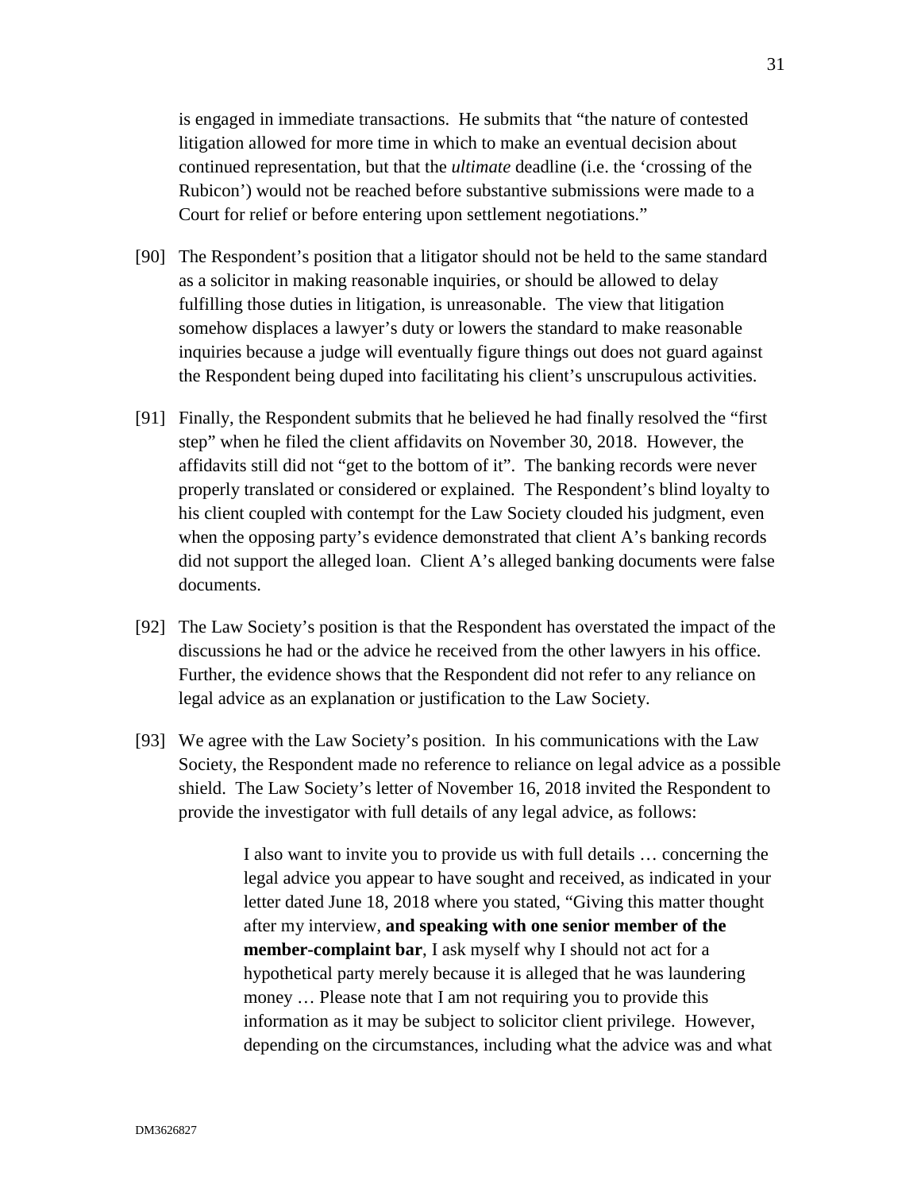is engaged in immediate transactions. He submits that "the nature of contested litigation allowed for more time in which to make an eventual decision about continued representation, but that the *ultimate* deadline (i.e. the 'crossing of the Rubicon') would not be reached before substantive submissions were made to a Court for relief or before entering upon settlement negotiations."

[90] The Respondent's position that a litigator should not be held to the same standard as a solicitor in making reasonable inquiries, or should be allowed to delay fulfilling those duties in litigation, is unreasonable. The view that litigation somehow displaces a lawyer's duty or lowers the standard to make reasonable inquiries because a judge will eventually figure things out does not guard against the Respondent being duped into facilitating his client's unscrupulous activities.

[91] Finally, the Respondent submits that he believed he had finally resolved the "first step" when he filed the client affidavits on November 30, 2018. However, the affidavits still did not "get to the bottom of it". The banking records were never properly translated or considered or explained. The Respondent's blind loyalty to his client coupled with contempt for the Law Society clouded his judgment, even when the opposing party's evidence demonstrated that client A's banking records did not support the alleged loan. Client A's alleged banking documents were false documents.

[92] The Law Society's position is that the Respondent has overstated the impact of the discussions he had or the advice he received from the other lawyers in his office. Further, the evidence shows that the Respondent did not refer to any reliance on legal advice as an explanation or justification to the Law Society.

[93] We agree with the Law Society's position. In his communications with the Law Society, the Respondent made no reference to reliance on legal advice as a possible shield. The Law Society's letter of November 16, 2018 invited the Respondent to provide the investigator with full details of any legal advice, as follows:

> I also want to invite you to provide us with full details … concerning the legal advice you appear to have sought and received, as indicated in your letter dated June 18, 2018 where you stated, "Giving this matter thought after my interview, **and speaking with one senior member of the member-complaint bar**, I ask myself why I should not act for a hypothetical party merely because it is alleged that he was laundering money … Please note that I am not requiring you to provide this information as it may be subject to solicitor client privilege. However, depending on the circumstances, including what the advice was and what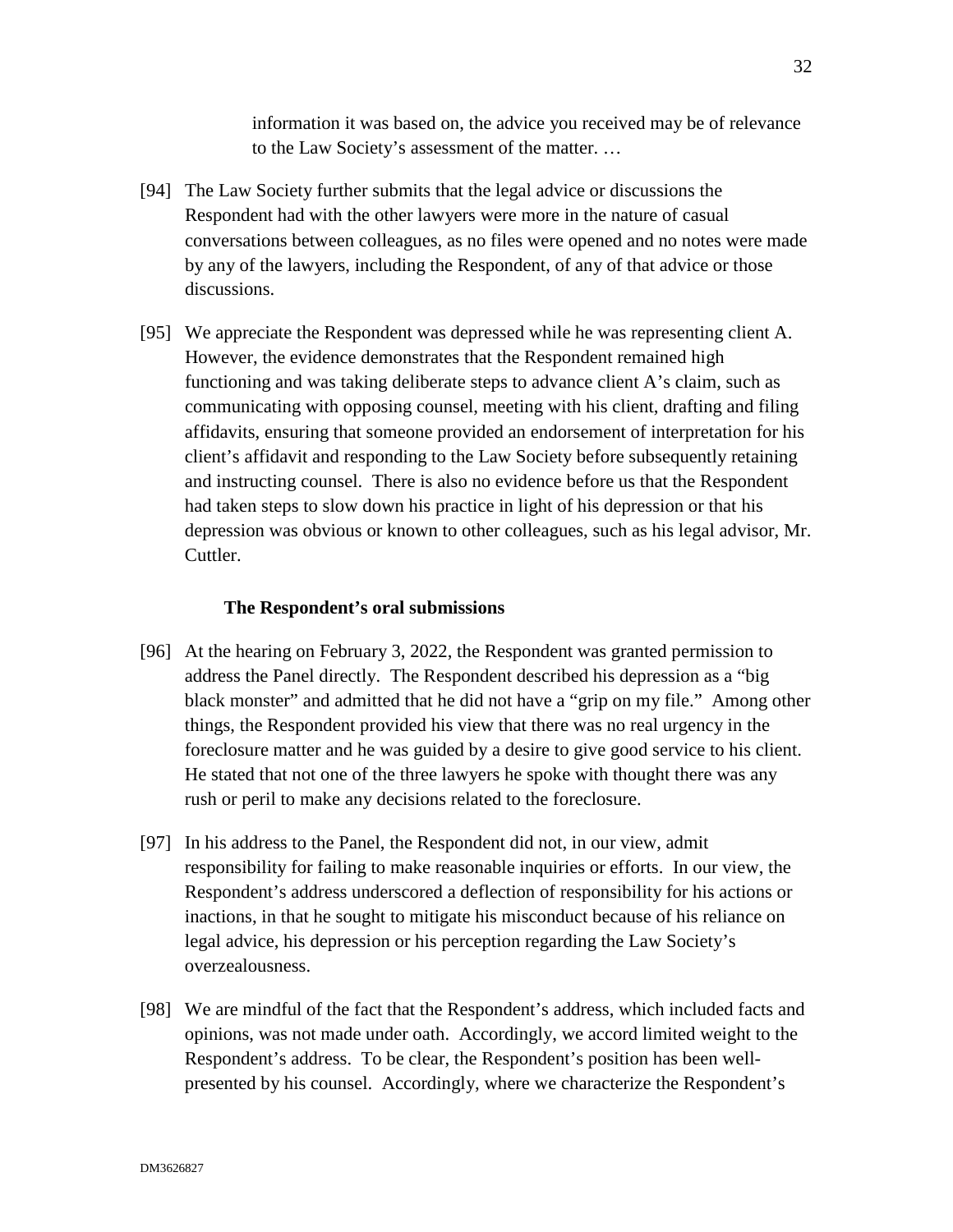> information it was based on, the advice you received may be of relevance to the Law Society's assessment of the matter. …

[94] The Law Society further submits that the legal advice or discussions the Respondent had with the other lawyers were more in the nature of casual conversations between colleagues, as no files were opened and no notes were made by any of the lawyers, including the Respondent, of any of that advice or those discussions.

[95] We appreciate the Respondent was depressed while he was representing client A. However, the evidence demonstrates that the Respondent remained high functioning and was taking deliberate steps to advance client A's claim, such as communicating with opposing counsel, meeting with his client, drafting and filing affidavits, ensuring that someone provided an endorsement of interpretation for his client's affidavit and responding to the Law Society before subsequently retaining and instructing counsel. There is also no evidence before us that the Respondent had taken steps to slow down his practice in light of his depression or that his depression was obvious or known to other colleagues, such as his legal advisor, Mr. Cuttler.

### The Respondent's oral submissions

[96] At the hearing on February 3, 2022, the Respondent was granted permission to address the Panel directly. The Respondent described his depression as a "big black monster" and admitted that he did not have a "grip on my file." Among other things, the Respondent provided his view that there was no real urgency in the foreclosure matter and he was guided by a desire to give good service to his client. He stated that not one of the three lawyers he spoke with thought there was any rush or peril to make any decisions related to the foreclosure.

[97] In his address to the Panel, the Respondent did not, in our view, admit responsibility for failing to make reasonable inquiries or efforts. In our view, the Respondent's address underscored a deflection of responsibility for his actions or inactions, in that he sought to mitigate his misconduct because of his reliance on legal advice, his depression or his perception regarding the Law Society's overzealousness.

[98] We are mindful of the fact that the Respondent's address, which included facts and opinions, was not made under oath. Accordingly, we accord limited weight to the Respondent's address. To be clear, the Respondent's position has been well-presented by his counsel. Accordingly, where we characterize the Respondent's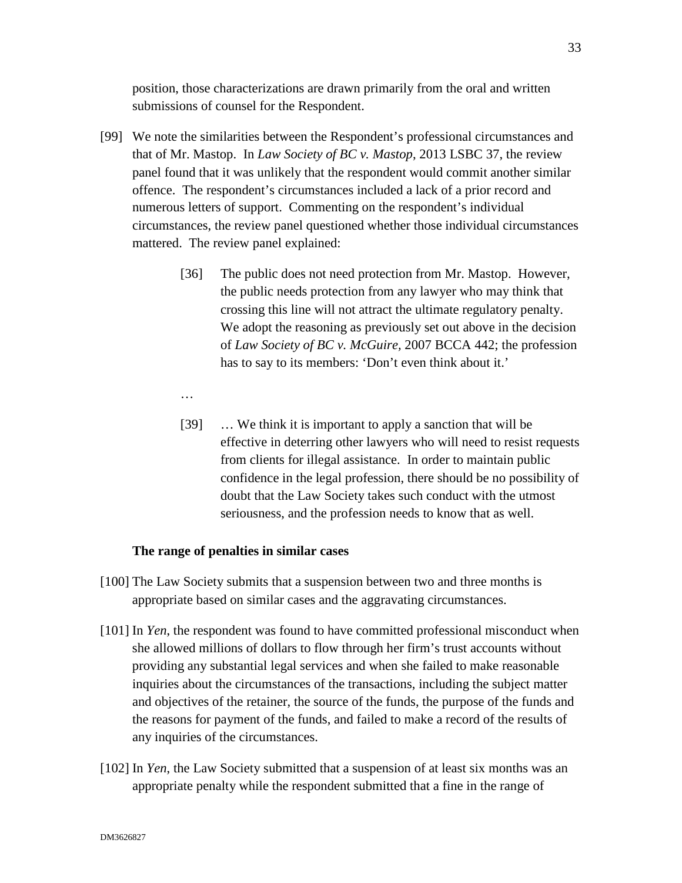position, those characterizations are drawn primarily from the oral and written submissions of counsel for the Respondent.

[99] We note the similarities between the Respondent's professional circumstances and that of Mr. Mastop. In *Law Society of BC v. Mastop*, 2013 LSBC 37, the review panel found that it was unlikely that the respondent would commit another similar offence. The respondent's circumstances included a lack of a prior record and numerous letters of support. Commenting on the respondent's individual circumstances, the review panel questioned whether those individual circumstances mattered. The review panel explained:

> [36] The public does not need protection from Mr. Mastop. However, the public needs protection from any lawyer who may think that crossing this line will not attract the ultimate regulatory penalty. We adopt the reasoning as previously set out above in the decision of *Law Society of BC v. McGuire,* 2007 BCCA 442; the profession has to say to its members: 'Don't even think about it.'
>
> …
>
> [39] … We think it is important to apply a sanction that will be effective in deterring other lawyers who will need to resist requests from clients for illegal assistance. In order to maintain public confidence in the legal profession, there should be no possibility of doubt that the Law Society takes such conduct with the utmost seriousness, and the profession needs to know that as well.

**The range of penalties in similar cases**

[100] The Law Society submits that a suspension between two and three months is appropriate based on similar cases and the aggravating circumstances.

[101] In *Yen*, the respondent was found to have committed professional misconduct when she allowed millions of dollars to flow through her firm's trust accounts without providing any substantial legal services and when she failed to make reasonable inquiries about the circumstances of the transactions, including the subject matter and objectives of the retainer, the source of the funds, the purpose of the funds and the reasons for payment of the funds, and failed to make a record of the results of any inquiries of the circumstances.

[102] In *Yen*, the Law Society submitted that a suspension of at least six months was an appropriate penalty while the respondent submitted that a fine in the range of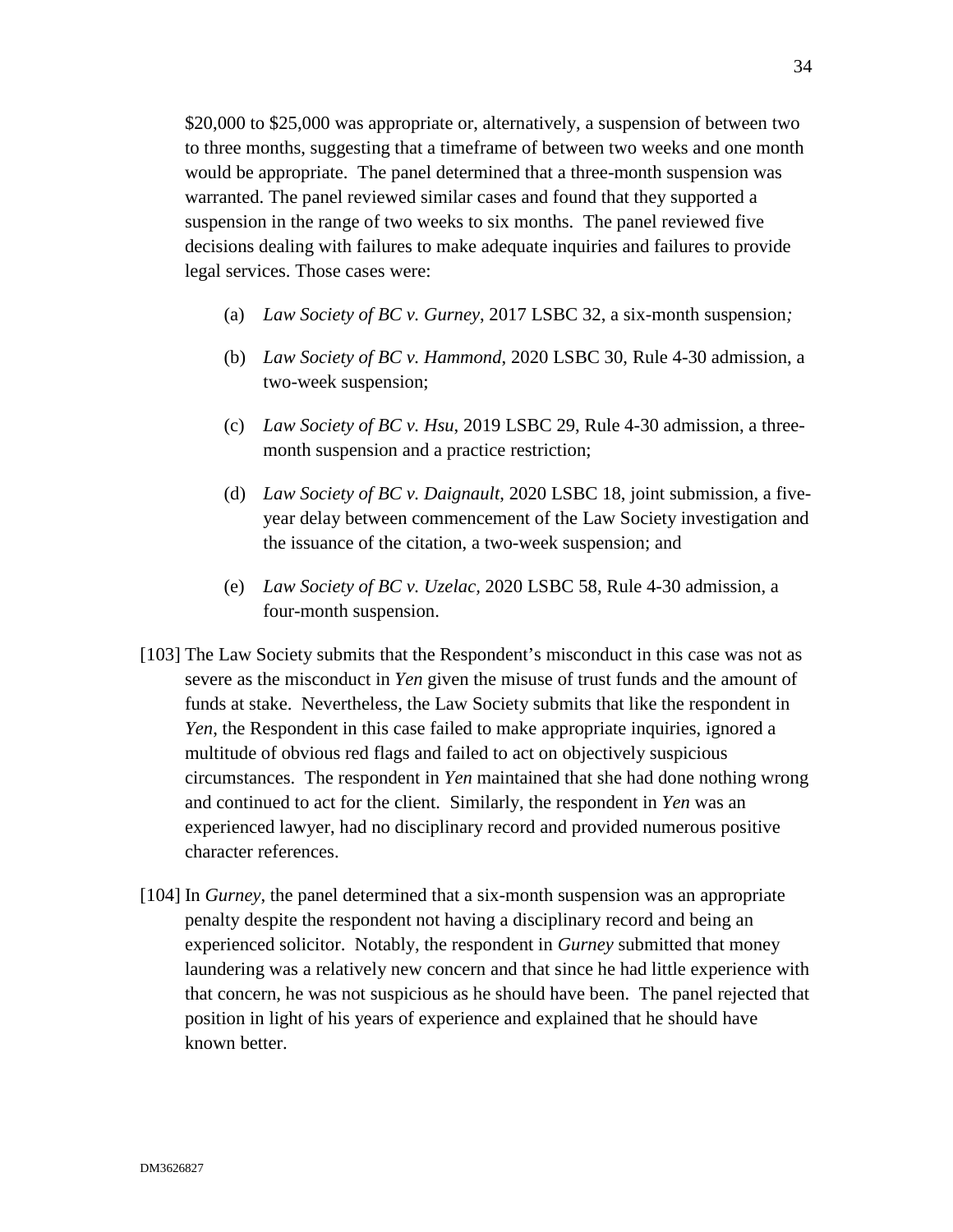$20,000 to $25,000 was appropriate or, alternatively, a suspension of between two to three months, suggesting that a timeframe of between two weeks and one month would be appropriate. The panel determined that a three-month suspension was warranted. The panel reviewed similar cases and found that they supported a suspension in the range of two weeks to six months. The panel reviewed five decisions dealing with failures to make adequate inquiries and failures to provide legal services. Those cases were:

(a) *Law Society of BC v. Gurney*, 2017 LSBC 32, a six-month suspension*;*

(b) *Law Society of BC v. Hammond*, 2020 LSBC 30, Rule 4-30 admission, a two-week suspension;

(c) *Law Society of BC v. Hsu*, 2019 LSBC 29, Rule 4-30 admission, a three-month suspension and a practice restriction;

(d) *Law Society of BC v. Daignault*, 2020 LSBC 18, joint submission, a five-year delay between commencement of the Law Society investigation and the issuance of the citation, a two-week suspension; and

(e) *Law Society of BC v. Uzelac,* 2020 LSBC 58, Rule 4-30 admission, a four-month suspension.

[103] The Law Society submits that the Respondent's misconduct in this case was not as severe as the misconduct in *Yen* given the misuse of trust funds and the amount of funds at stake. Nevertheless, the Law Society submits that like the respondent in *Yen*, the Respondent in this case failed to make appropriate inquiries, ignored a multitude of obvious red flags and failed to act on objectively suspicious circumstances. The respondent in *Yen* maintained that she had done nothing wrong and continued to act for the client. Similarly, the respondent in *Yen* was an experienced lawyer, had no disciplinary record and provided numerous positive character references.

[104] In *Gurney*, the panel determined that a six-month suspension was an appropriate penalty despite the respondent not having a disciplinary record and being an experienced solicitor. Notably, the respondent in *Gurney* submitted that money laundering was a relatively new concern and that since he had little experience with that concern, he was not suspicious as he should have been. The panel rejected that position in light of his years of experience and explained that he should have known better.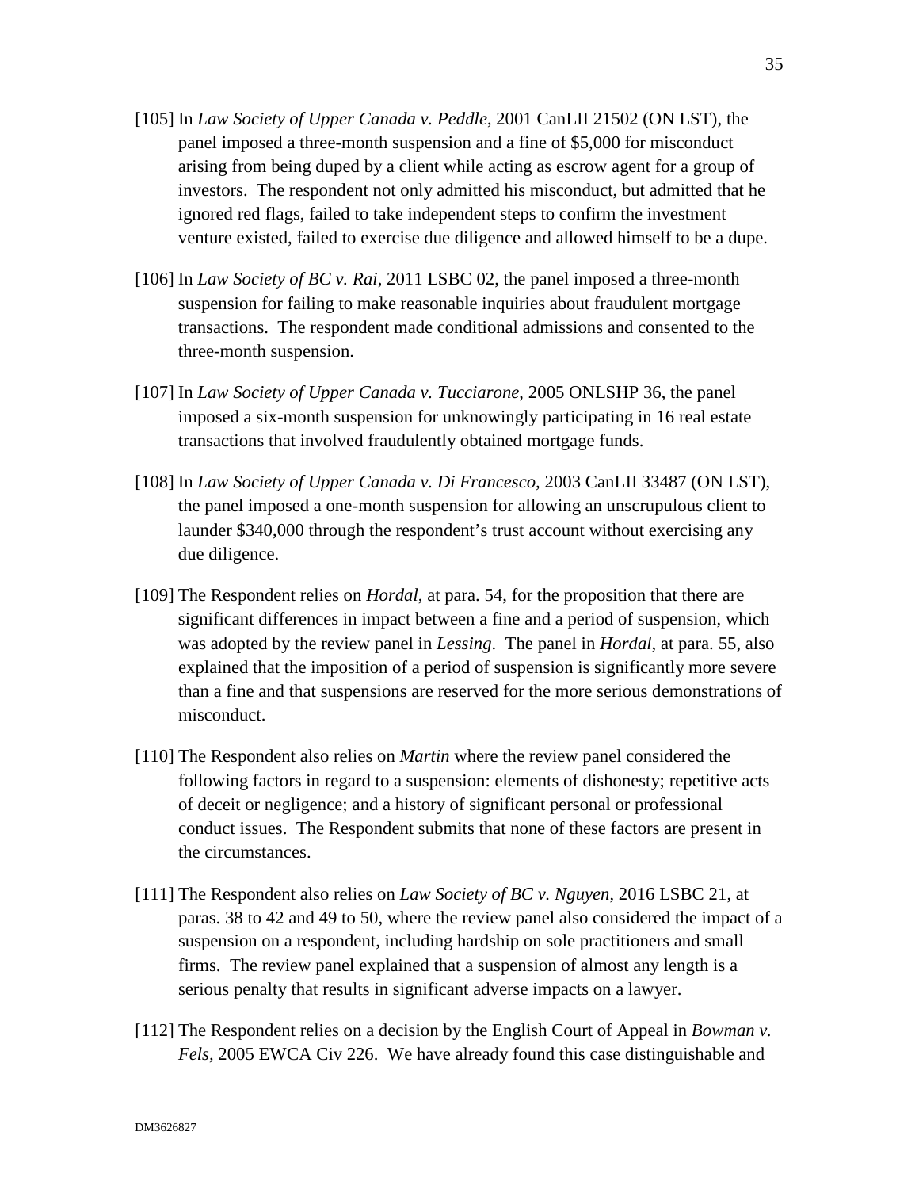[105] In *Law Society of Upper Canada v. Peddle*, 2001 CanLII 21502 (ON LST), the panel imposed a three-month suspension and a fine of $5,000 for misconduct arising from being duped by a client while acting as escrow agent for a group of investors. The respondent not only admitted his misconduct, but admitted that he ignored red flags, failed to take independent steps to confirm the investment venture existed, failed to exercise due diligence and allowed himself to be a dupe.

[106] In *Law Society of BC v. Rai*, 2011 LSBC 02, the panel imposed a three-month suspension for failing to make reasonable inquiries about fraudulent mortgage transactions. The respondent made conditional admissions and consented to the three-month suspension.

[107] In *Law Society of Upper Canada v. Tucciarone*, 2005 ONLSHP 36, the panel imposed a six-month suspension for unknowingly participating in 16 real estate transactions that involved fraudulently obtained mortgage funds.

[108] In *Law Society of Upper Canada v. Di Francesco*, 2003 CanLII 33487 (ON LST), the panel imposed a one-month suspension for allowing an unscrupulous client to launder $340,000 through the respondent's trust account without exercising any due diligence.

[109] The Respondent relies on *Hordal*, at para. 54, for the proposition that there are significant differences in impact between a fine and a period of suspension, which was adopted by the review panel in *Lessing*. The panel in *Hordal*, at para. 55, also explained that the imposition of a period of suspension is significantly more severe than a fine and that suspensions are reserved for the more serious demonstrations of misconduct.

[110] The Respondent also relies on *Martin* where the review panel considered the following factors in regard to a suspension: elements of dishonesty; repetitive acts of deceit or negligence; and a history of significant personal or professional conduct issues. The Respondent submits that none of these factors are present in the circumstances.

[111] The Respondent also relies on *Law Society of BC v. Nguyen*, 2016 LSBC 21, at paras. 38 to 42 and 49 to 50, where the review panel also considered the impact of a suspension on a respondent, including hardship on sole practitioners and small firms. The review panel explained that a suspension of almost any length is a serious penalty that results in significant adverse impacts on a lawyer.

[112] The Respondent relies on a decision by the English Court of Appeal in *Bowman v. Fels*, 2005 EWCA Civ 226. We have already found this case distinguishable and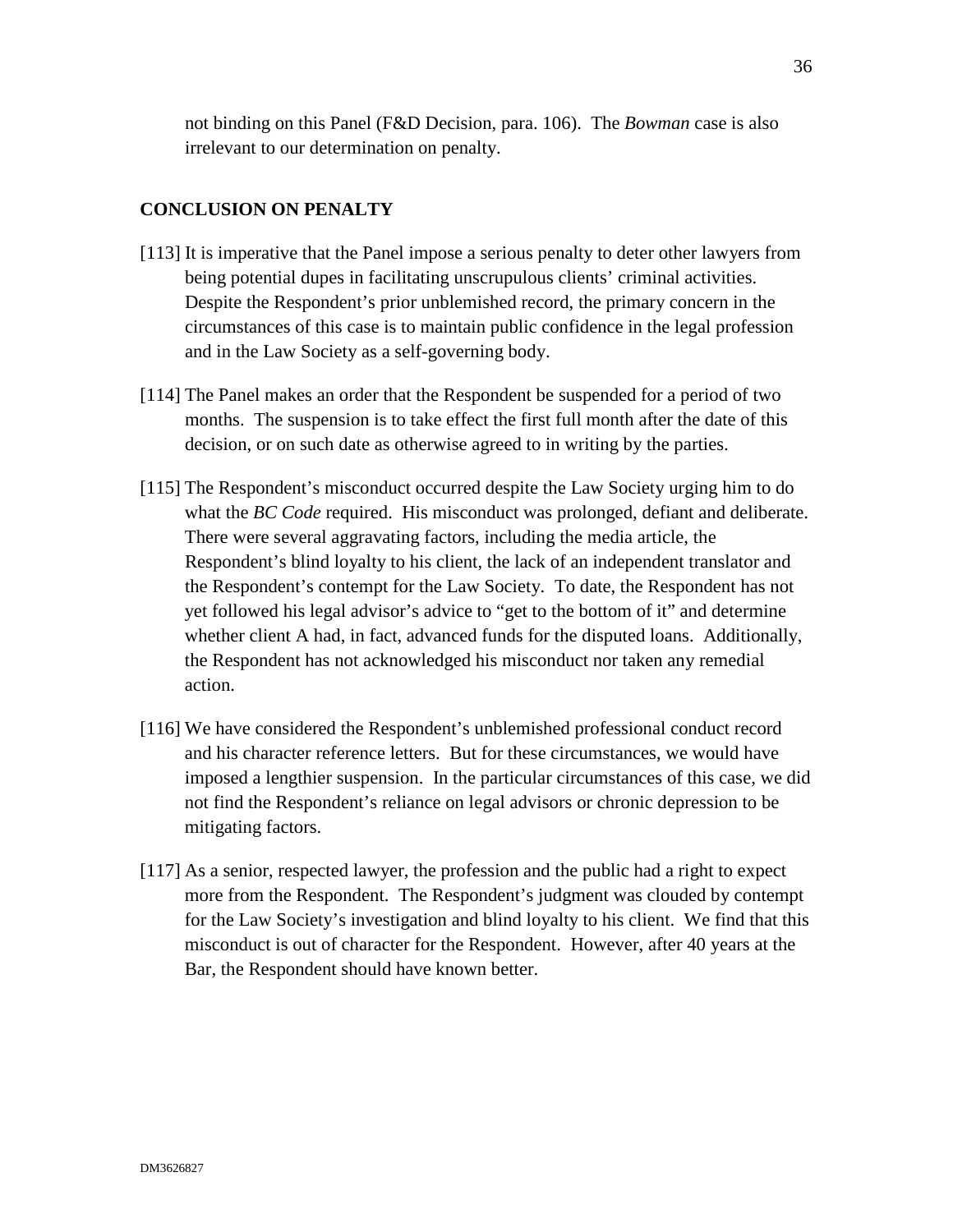not binding on this Panel (F&D Decision, para. 106). The *Bowman* case is also irrelevant to our determination on penalty.

## CONCLUSION ON PENALTY

[113] It is imperative that the Panel impose a serious penalty to deter other lawyers from being potential dupes in facilitating unscrupulous clients' criminal activities. Despite the Respondent's prior unblemished record, the primary concern in the circumstances of this case is to maintain public confidence in the legal profession and in the Law Society as a self-governing body.

[114] The Panel makes an order that the Respondent be suspended for a period of two months. The suspension is to take effect the first full month after the date of this decision, or on such date as otherwise agreed to in writing by the parties.

[115] The Respondent's misconduct occurred despite the Law Society urging him to do what the *BC Code* required. His misconduct was prolonged, defiant and deliberate. There were several aggravating factors, including the media article, the Respondent's blind loyalty to his client, the lack of an independent translator and the Respondent's contempt for the Law Society. To date, the Respondent has not yet followed his legal advisor's advice to "get to the bottom of it" and determine whether client A had, in fact, advanced funds for the disputed loans. Additionally, the Respondent has not acknowledged his misconduct nor taken any remedial action.

[116] We have considered the Respondent's unblemished professional conduct record and his character reference letters. But for these circumstances, we would have imposed a lengthier suspension. In the particular circumstances of this case, we did not find the Respondent's reliance on legal advisors or chronic depression to be mitigating factors.

[117] As a senior, respected lawyer, the profession and the public had a right to expect more from the Respondent. The Respondent's judgment was clouded by contempt for the Law Society's investigation and blind loyalty to his client. We find that this misconduct is out of character for the Respondent. However, after 40 years at the Bar, the Respondent should have known better.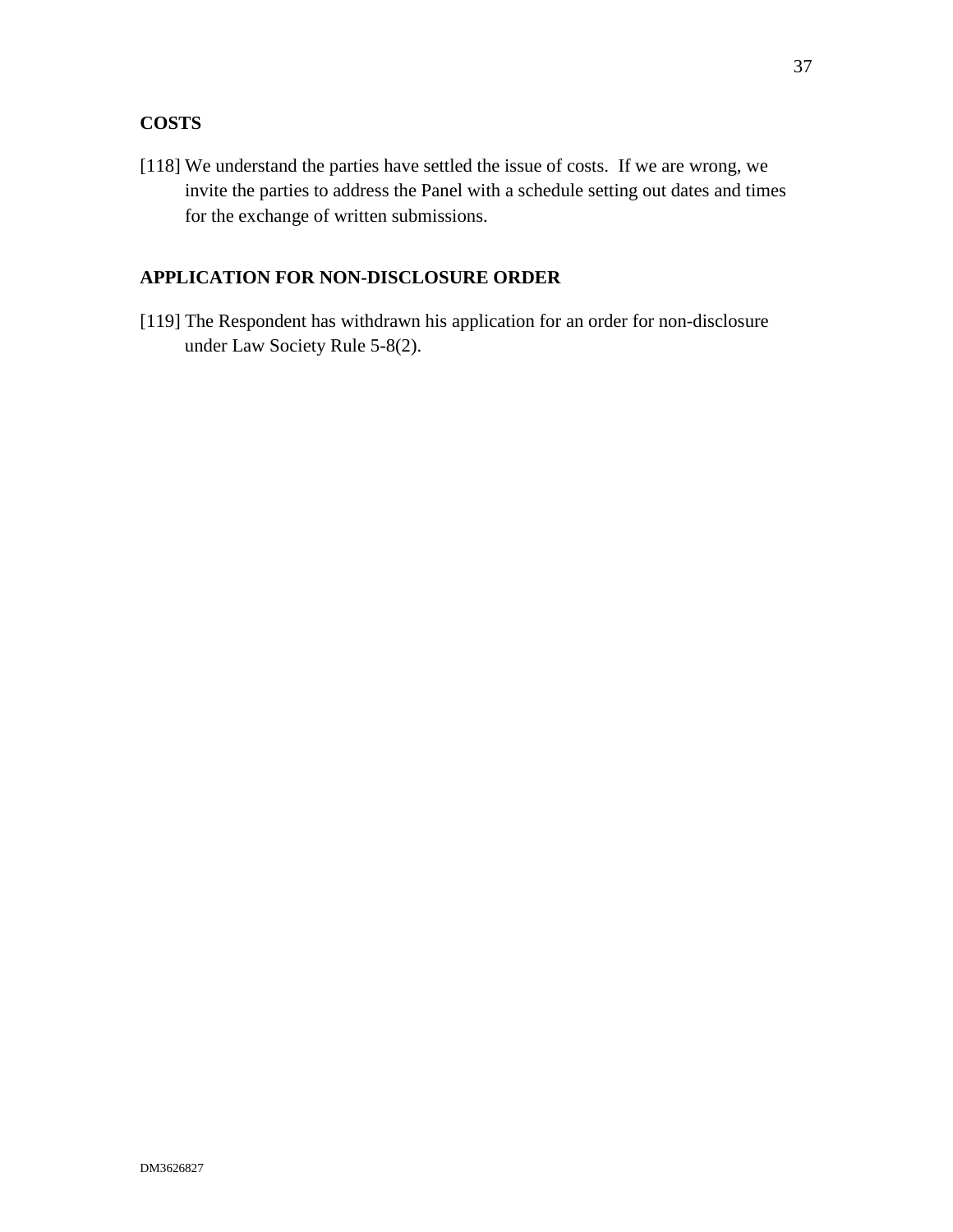## COSTS

[118] We understand the parties have settled the issue of costs. If we are wrong, we invite the parties to address the Panel with a schedule setting out dates and times for the exchange of written submissions.

## APPLICATION FOR NON-DISCLOSURE ORDER

[119] The Respondent has withdrawn his application for an order for non-disclosure under Law Society Rule 5-8(2).

DM3626827